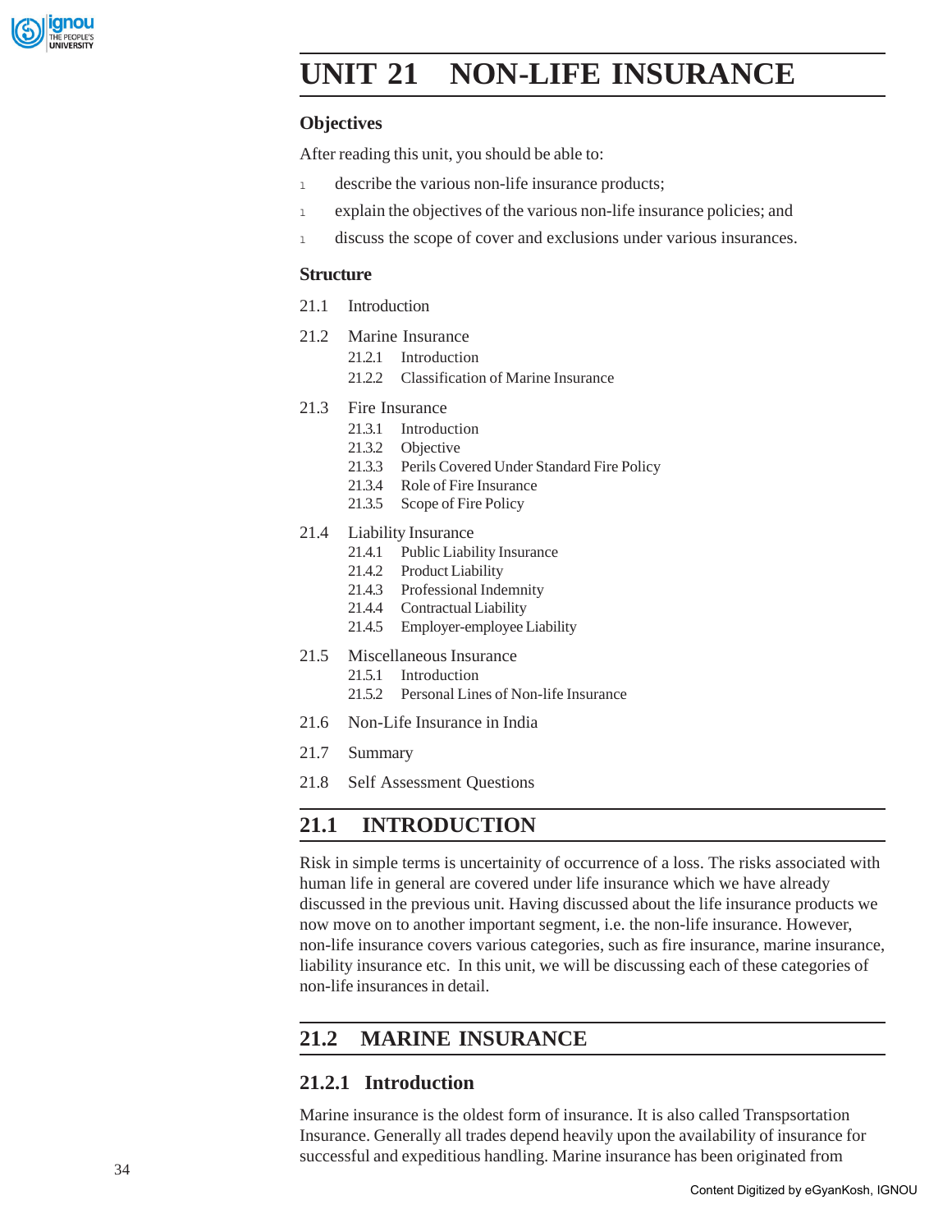# UNIT 21 NON-LIFE INSURANCE

## Objectives

After reading this unit, you should be able to:

- describe the various non-life insurance products;
- explain the objectives of the various non-life insurance policies; and
- discuss the scope of cover and exclusions under various insurances.

## Structure

21.1 Introduction

21.2 Marine Insurance
- 21.2.1 Introduction
- 21.2.2 Classification of Marine Insurance

21.3 Fire Insurance
- 21.3.1 Introduction
- 21.3.2 Objective
- 21.3.3 Perils Covered Under Standard Fire Policy
- 21.3.4 Role of Fire Insurance
- 21.3.5 Scope of Fire Policy

21.4 Liability Insurance
- 21.4.1 Public Liability Insurance
- 21.4.2 Product Liability
- 21.4.3 Professional Indemnity
- 21.4.4 Contractual Liability
- 21.4.5 Employer-employee Liability

21.5 Miscellaneous Insurance
- 21.5.1 Introduction
- 21.5.2 Personal Lines of Non-life Insurance

21.6 Non-Life Insurance in India

21.7 Summary

21.8 Self Assessment Questions

## 21.1 INTRODUCTION

Risk in simple terms is uncertainity of occurrence of a loss. The risks associated with human life in general are covered under life insurance which we have already discussed in the previous unit. Having discussed about the life insurance products we now move on to another important segment, i.e. the non-life insurance. However, non-life insurance covers various categories, such as fire insurance, marine insurance, liability insurance etc. In this unit, we will be discussing each of these categories of non-life insurances in detail.

## 21.2 MARINE INSURANCE

### 21.2.1 Introduction

Marine insurance is the oldest form of insurance. It is also called Transpsortation Insurance. Generally all trades depend heavily upon the availability of insurance for successful and expeditious handling. Marine insurance has been originated from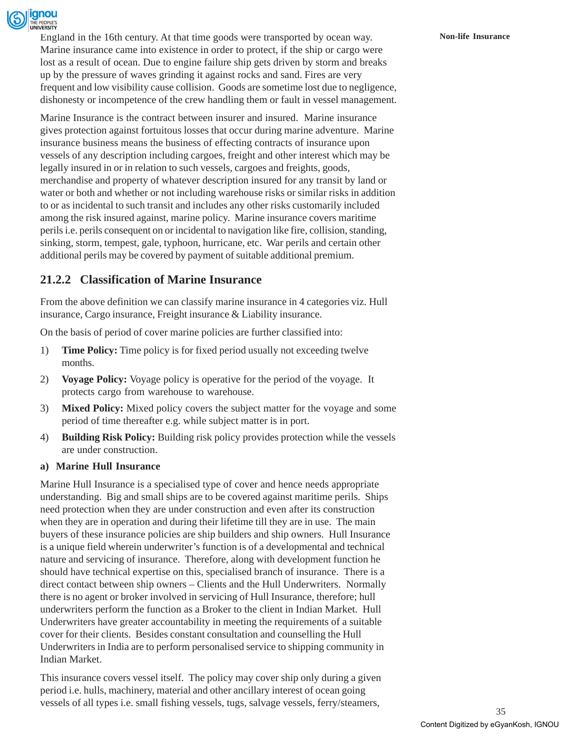England in the 16th century. At that time goods were transported by ocean way. Marine insurance came into existence in order to protect, if the ship or cargo were lost as a result of ocean. Due to engine failure ship gets driven by storm and breaks up by the pressure of waves grinding it against rocks and sand. Fires are very frequent and low visibility cause collision. Goods are sometime lost due to negligence, dishonesty or incompetence of the crew handling them or fault in vessel management.

Marine Insurance is the contract between insurer and insured. Marine insurance gives protection against fortuitous losses that occur during marine adventure. Marine insurance business means the business of effecting contracts of insurance upon vessels of any description including cargoes, freight and other interest which may be legally insured in or in relation to such vessels, cargoes and freights, goods, merchandise and property of whatever description insured for any transit by land or water or both and whether or not including warehouse risks or similar risks in addition to or as incidental to such transit and includes any other risks customarily included among the risk insured against, marine policy. Marine insurance covers maritime perils i.e. perils consequent on or incidental to navigation like fire, collision, standing, sinking, storm, tempest, gale, typhoon, hurricane, etc. War perils and certain other additional perils may be covered by payment of suitable additional premium.

## 21.2.2 Classification of Marine Insurance

From the above definition we can classify marine insurance in 4 categories viz. Hull insurance, Cargo insurance, Freight insurance & Liability insurance.

On the basis of period of cover marine policies are further classified into:

1) **Time Policy:** Time policy is for fixed period usually not exceeding twelve months.
2) **Voyage Policy:** Voyage policy is operative for the period of the voyage. It protects cargo from warehouse to warehouse.
3) **Mixed Policy:** Mixed policy covers the subject matter for the voyage and some period of time thereafter e.g. while subject matter is in port.
4) **Building Risk Policy:** Building risk policy provides protection while the vessels are under construction.

**a) Marine Hull Insurance**

Marine Hull Insurance is a specialised type of cover and hence needs appropriate understanding. Big and small ships are to be covered against maritime perils. Ships need protection when they are under construction and even after its construction when they are in operation and during their lifetime till they are in use. The main buyers of these insurance policies are ship builders and ship owners. Hull Insurance is a unique field wherein underwriter's function is of a developmental and technical nature and servicing of insurance. Therefore, along with development function he should have technical expertise on this, specialised branch of insurance. There is a direct contact between ship owners – Clients and the Hull Underwriters. Normally there is no agent or broker involved in servicing of Hull Insurance, therefore; hull underwriters perform the function as a Broker to the client in Indian Market. Hull Underwriters have greater accountability in meeting the requirements of a suitable cover for their clients. Besides constant consultation and counselling the Hull Underwriters in India are to perform personalised service to shipping community in Indian Market.

This insurance covers vessel itself. The policy may cover ship only during a given period i.e. hulls, machinery, material and other ancillary interest of ocean going vessels of all types i.e. small fishing vessels, tugs, salvage vessels, ferry/steamers,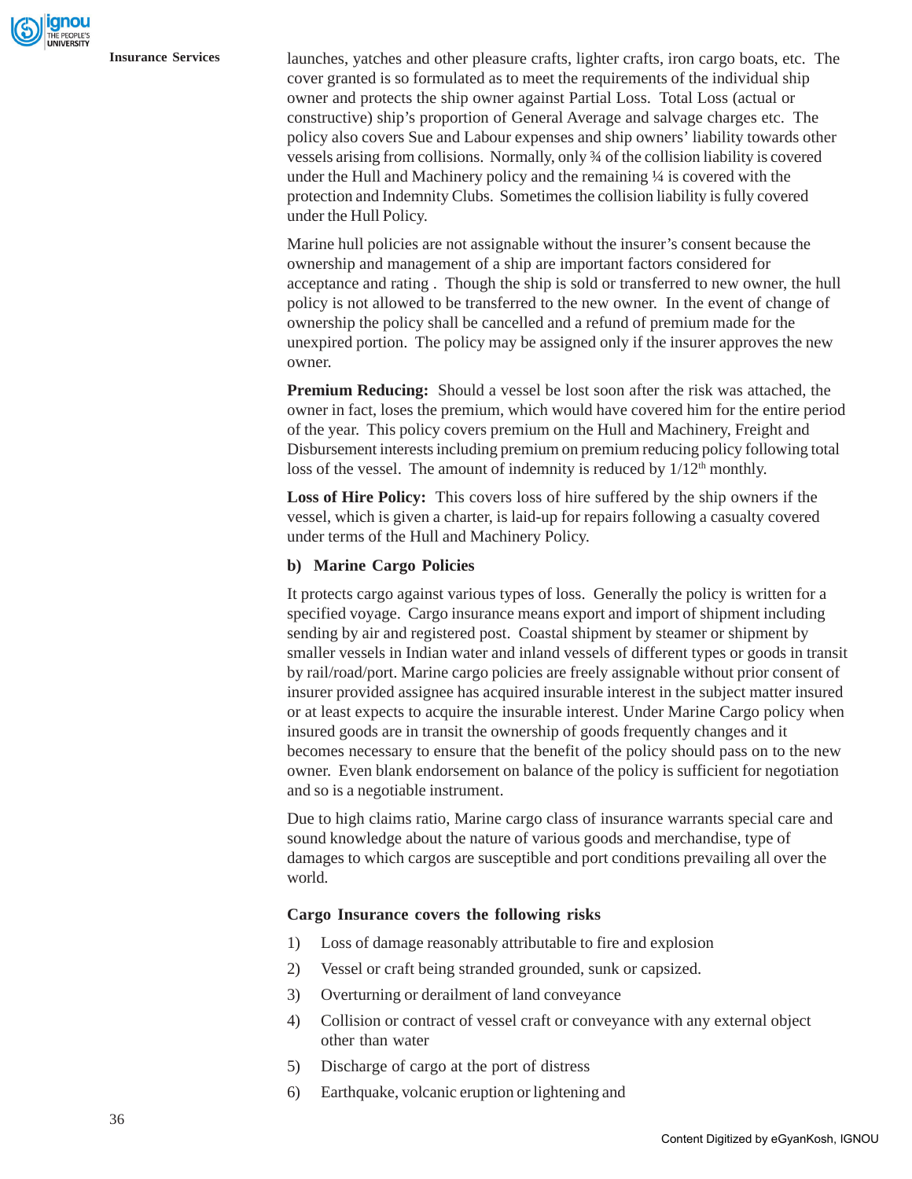launches, yatches and other pleasure crafts, lighter crafts, iron cargo boats, etc. The cover granted is so formulated as to meet the requirements of the individual ship owner and protects the ship owner against Partial Loss. Total Loss (actual or constructive) ship's proportion of General Average and salvage charges etc. The policy also covers Sue and Labour expenses and ship owners' liability towards other vessels arising from collisions. Normally, only ¾ of the collision liability is covered under the Hull and Machinery policy and the remaining ¼ is covered with the protection and Indemnity Clubs. Sometimes the collision liability is fully covered under the Hull Policy.

Marine hull policies are not assignable without the insurer's consent because the ownership and management of a ship are important factors considered for acceptance and rating . Though the ship is sold or transferred to new owner, the hull policy is not allowed to be transferred to the new owner. In the event of change of ownership the policy shall be cancelled and a refund of premium made for the unexpired portion. The policy may be assigned only if the insurer approves the new owner.

**Premium Reducing:** Should a vessel be lost soon after the risk was attached, the owner in fact, loses the premium, which would have covered him for the entire period of the year. This policy covers premium on the Hull and Machinery, Freight and Disbursement interests including premium on premium reducing policy following total loss of the vessel. The amount of indemnity is reduced by $1/12^{th}$ monthly.

**Loss of Hire Policy:** This covers loss of hire suffered by the ship owners if the vessel, which is given a charter, is laid-up for repairs following a casualty covered under terms of the Hull and Machinery Policy.

**b) Marine Cargo Policies**

It protects cargo against various types of loss. Generally the policy is written for a specified voyage. Cargo insurance means export and import of shipment including sending by air and registered post. Coastal shipment by steamer or shipment by smaller vessels in Indian water and inland vessels of different types or goods in transit by rail/road/port. Marine cargo policies are freely assignable without prior consent of insurer provided assignee has acquired insurable interest in the subject matter insured or at least expects to acquire the insurable interest. Under Marine Cargo policy when insured goods are in transit the ownership of goods frequently changes and it becomes necessary to ensure that the benefit of the policy should pass on to the new owner. Even blank endorsement on balance of the policy is sufficient for negotiation and so is a negotiable instrument.

Due to high claims ratio, Marine cargo class of insurance warrants special care and sound knowledge about the nature of various goods and merchandise, type of damages to which cargos are susceptible and port conditions prevailing all over the world.

**Cargo Insurance covers the following risks**

1) Loss of damage reasonably attributable to fire and explosion
2) Vessel or craft being stranded grounded, sunk or capsized.
3) Overturning or derailment of land conveyance
4) Collision or contract of vessel craft or conveyance with any external object other than water
5) Discharge of cargo at the port of distress
6) Earthquake, volcanic eruption or lightening and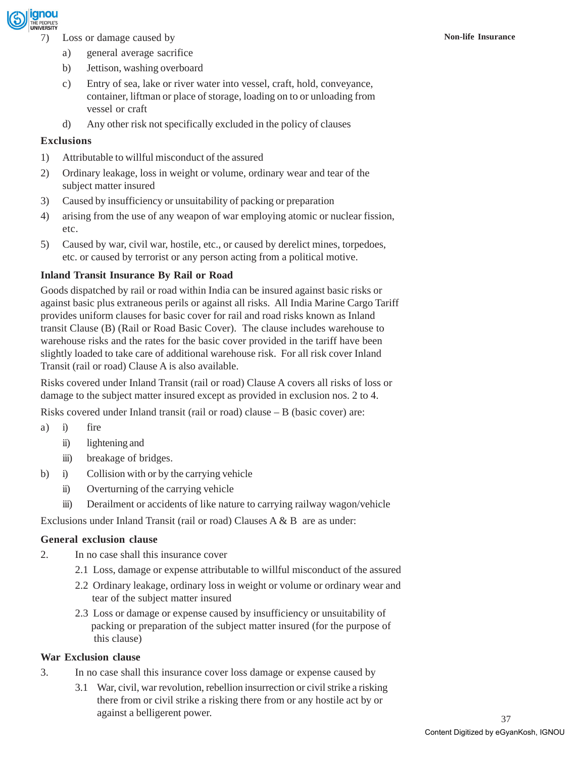7) Loss or damage caused by

   a) general average sacrifice

   b) Jettison, washing overboard

   c) Entry of sea, lake or river water into vessel, craft, hold, conveyance, container, liftman or place of storage, loading on to or unloading from vessel or craft

   d) Any other risk not specifically excluded in the policy of clauses

**Exclusions**

1) Attributable to willful misconduct of the assured
2) Ordinary leakage, loss in weight or volume, ordinary wear and tear of the subject matter insured
3) Caused by insufficiency or unsuitability of packing or preparation
4) arising from the use of any weapon of war employing atomic or nuclear fission, etc.
5) Caused by war, civil war, hostile, etc., or caused by derelict mines, torpedoes, etc. or caused by terrorist or any person acting from a political motive.

**Inland Transit Insurance By Rail or Road**

Goods dispatched by rail or road within India can be insured against basic risks or against basic plus extraneous perils or against all risks. All India Marine Cargo Tariff provides uniform clauses for basic cover for rail and road risks known as Inland transit Clause (B) (Rail or Road Basic Cover). The clause includes warehouse to warehouse risks and the rates for the basic cover provided in the tariff have been slightly loaded to take care of additional warehouse risk. For all risk cover Inland Transit (rail or road) Clause A is also available.

Risks covered under Inland Transit (rail or road) Clause A covers all risks of loss or damage to the subject matter insured except as provided in exclusion nos. 2 to 4.

Risks covered under Inland transit (rail or road) clause – B (basic cover) are:

a) i) fire

   ii) lightening and

   iii) breakage of bridges.

b) i) Collision with or by the carrying vehicle

   ii) Overturning of the carrying vehicle

   iii) Derailment or accidents of like nature to carrying railway wagon/vehicle

Exclusions under Inland Transit (rail or road) Clauses A & B are as under:

**General exclusion clause**

2. In no case shall this insurance cover

   2.1 Loss, damage or expense attributable to willful misconduct of the assured

   2.2 Ordinary leakage, ordinary loss in weight or volume or ordinary wear and tear of the subject matter insured

   2.3 Loss or damage or expense caused by insufficiency or unsuitability of packing or preparation of the subject matter insured (for the purpose of this clause)

**War Exclusion clause**

3. In no case shall this insurance cover loss damage or expense caused by

   3.1 War, civil, war revolution, rebellion insurrection or civil strike a risking there from or civil strike a risking there from or any hostile act by or against a belligerent power.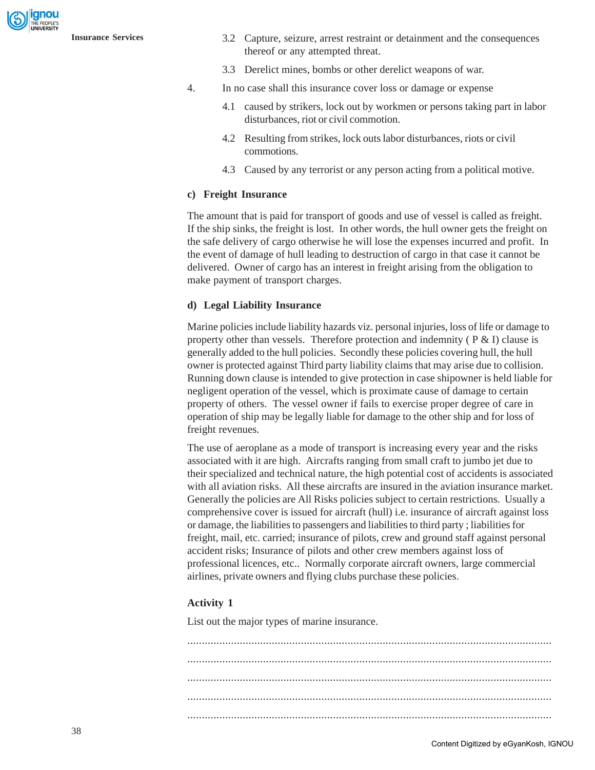3.2 Capture, seizure, arrest restraint or detainment and the consequences thereof or any attempted threat.

3.3 Derelict mines, bombs or other derelict weapons of war.

4. In no case shall this insurance cover loss or damage or expense

4.1 caused by strikers, lock out by workmen or persons taking part in labor disturbances, riot or civil commotion.

4.2 Resulting from strikes, lock outs labor disturbances, riots or civil commotions.

4.3 Caused by any terrorist or any person acting from a political motive.

**c) Freight Insurance**

The amount that is paid for transport of goods and use of vessel is called as freight. If the ship sinks, the freight is lost. In other words, the hull owner gets the freight on the safe delivery of cargo otherwise he will lose the expenses incurred and profit. In the event of damage of hull leading to destruction of cargo in that case it cannot be delivered. Owner of cargo has an interest in freight arising from the obligation to make payment of transport charges.

**d) Legal Liability Insurance**

Marine policies include liability hazards viz. personal injuries, loss of life or damage to property other than vessels. Therefore protection and indemnity ( P & I) clause is generally added to the hull policies. Secondly these policies covering hull, the hull owner is protected against Third party liability claims that may arise due to collision. Running down clause is intended to give protection in case shipowner is held liable for negligent operation of the vessel, which is proximate cause of damage to certain property of others. The vessel owner if fails to exercise proper degree of care in operation of ship may be legally liable for damage to the other ship and for loss of freight revenues.

The use of aeroplane as a mode of transport is increasing every year and the risks associated with it are high. Aircrafts ranging from small craft to jumbo jet due to their specialized and technical nature, the high potential cost of accidents is associated with all aviation risks. All these aircrafts are insured in the aviation insurance market. Generally the policies are All Risks policies subject to certain restrictions. Usually a comprehensive cover is issued for aircraft (hull) i.e. insurance of aircraft against loss or damage, the liabilities to passengers and liabilities to third party ; liabilities for freight, mail, etc. carried; insurance of pilots, crew and ground staff against personal accident risks; Insurance of pilots and other crew members against loss of professional licences, etc.. Normally corporate aircraft owners, large commercial airlines, private owners and flying clubs purchase these policies.

**Activity 1**

List out the major types of marine insurance.

..........................................................................................................................

..........................................................................................................................

..........................................................................................................................

..........................................................................................................................

..........................................................................................................................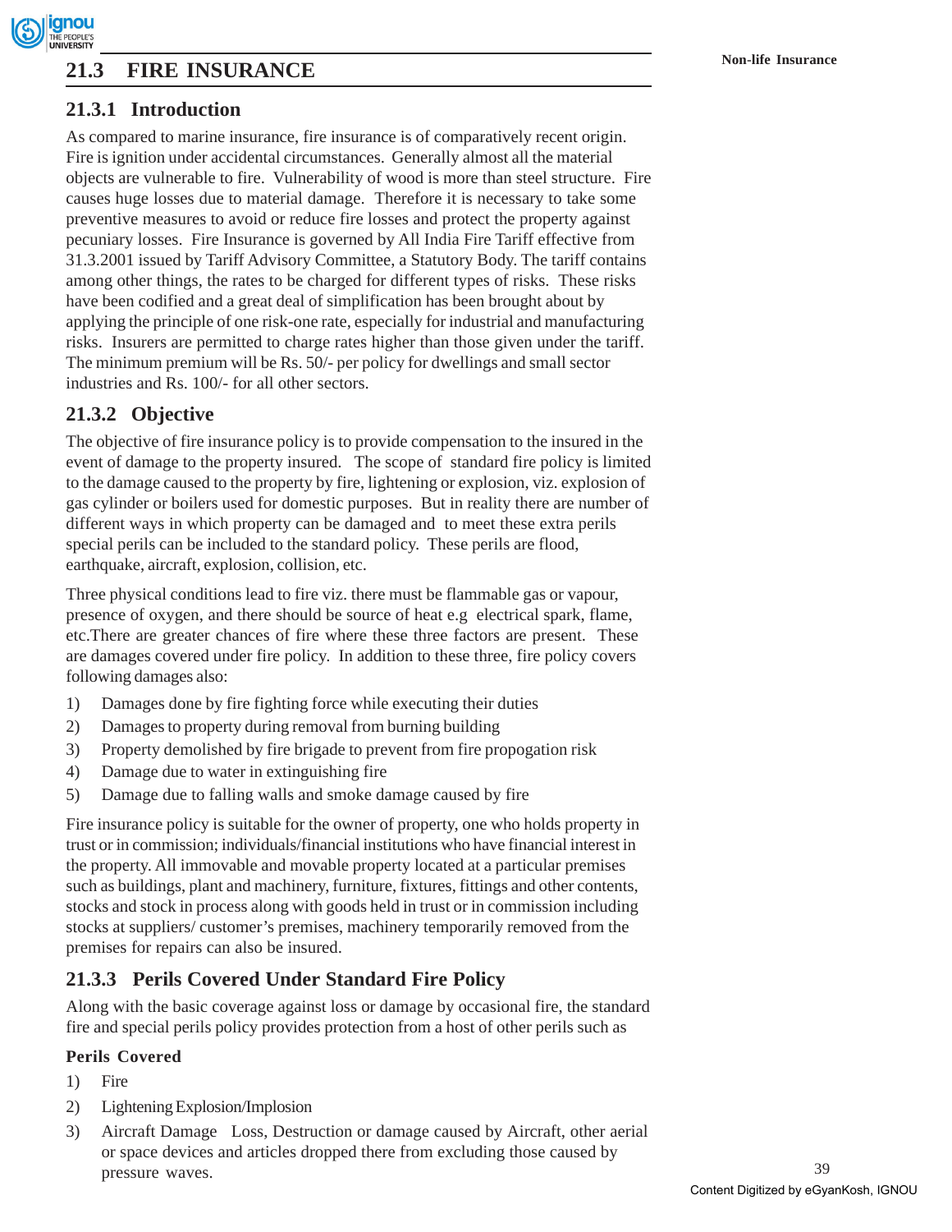## 21.3 FIRE INSURANCE

### 21.3.1 Introduction

As compared to marine insurance, fire insurance is of comparatively recent origin. Fire is ignition under accidental circumstances. Generally almost all the material objects are vulnerable to fire. Vulnerability of wood is more than steel structure. Fire causes huge losses due to material damage. Therefore it is necessary to take some preventive measures to avoid or reduce fire losses and protect the property against pecuniary losses. Fire Insurance is governed by All India Fire Tariff effective from 31.3.2001 issued by Tariff Advisory Committee, a Statutory Body. The tariff contains among other things, the rates to be charged for different types of risks. These risks have been codified and a great deal of simplification has been brought about by applying the principle of one risk-one rate, especially for industrial and manufacturing risks. Insurers are permitted to charge rates higher than those given under the tariff. The minimum premium will be Rs. 50/- per policy for dwellings and small sector industries and Rs. 100/- for all other sectors.

### 21.3.2 Objective

The objective of fire insurance policy is to provide compensation to the insured in the event of damage to the property insured. The scope of standard fire policy is limited to the damage caused to the property by fire, lightening or explosion, viz. explosion of gas cylinder or boilers used for domestic purposes. But in reality there are number of different ways in which property can be damaged and to meet these extra perils special perils can be included to the standard policy. These perils are flood, earthquake, aircraft, explosion, collision, etc.

Three physical conditions lead to fire viz. there must be flammable gas or vapour, presence of oxygen, and there should be source of heat e.g electrical spark, flame, etc.There are greater chances of fire where these three factors are present. These are damages covered under fire policy. In addition to these three, fire policy covers following damages also:

1) Damages done by fire fighting force while executing their duties
2) Damages to property during removal from burning building
3) Property demolished by fire brigade to prevent from fire propogation risk
4) Damage due to water in extinguishing fire
5) Damage due to falling walls and smoke damage caused by fire

Fire insurance policy is suitable for the owner of property, one who holds property in trust or in commission; individuals/financial institutions who have financial interest in the property. All immovable and movable property located at a particular premises such as buildings, plant and machinery, furniture, fixtures, fittings and other contents, stocks and stock in process along with goods held in trust or in commission including stocks at suppliers/ customer's premises, machinery temporarily removed from the premises for repairs can also be insured.

### 21.3.3 Perils Covered Under Standard Fire Policy

Along with the basic coverage against loss or damage by occasional fire, the standard fire and special perils policy provides protection from a host of other perils such as

**Perils Covered**

1) Fire
2) Lightening Explosion/Implosion
3) Aircraft Damage Loss, Destruction or damage caused by Aircraft, other aerial or space devices and articles dropped there from excluding those caused by pressure waves.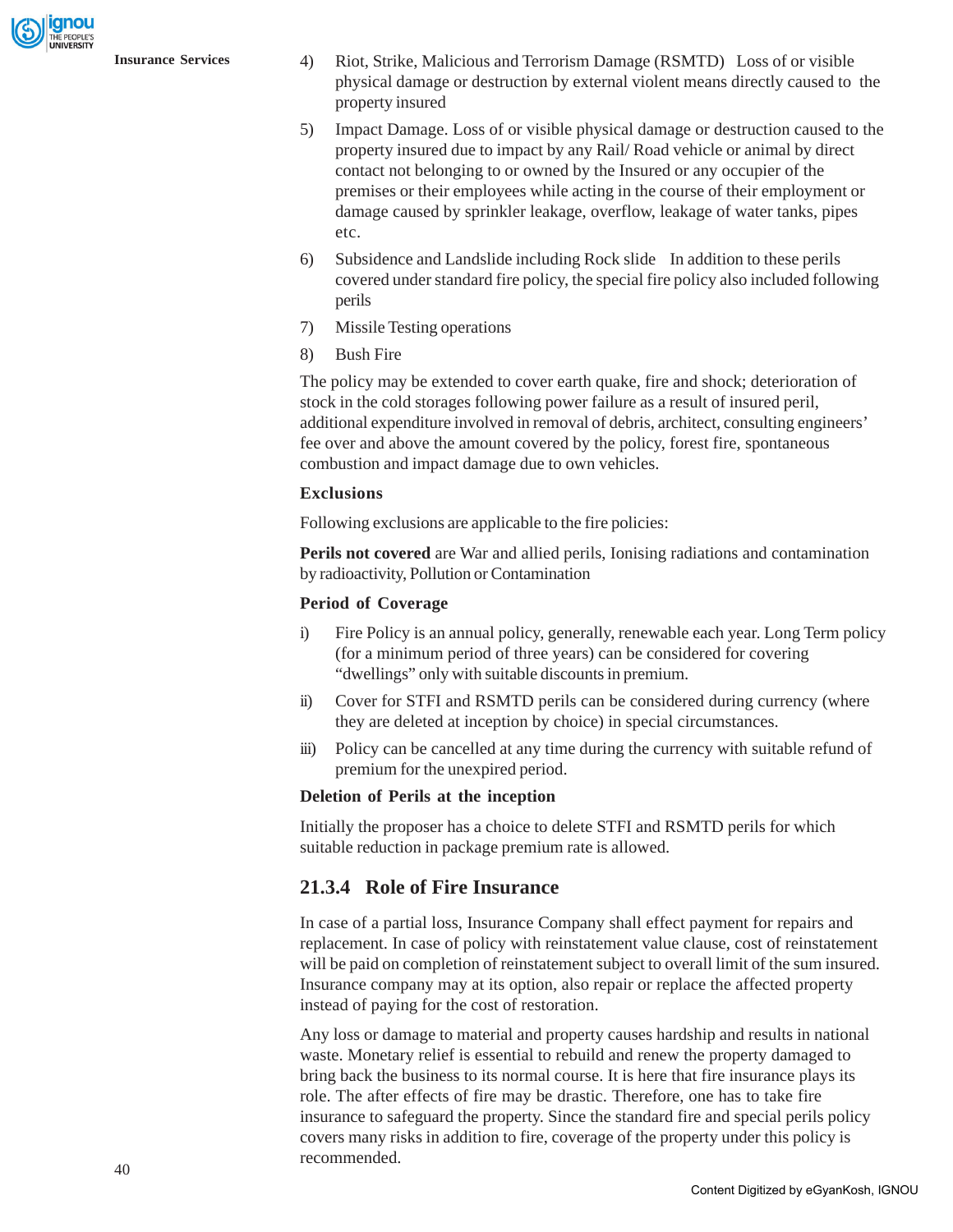4) Riot, Strike, Malicious and Terrorism Damage (RSMTD) Loss of or visible physical damage or destruction by external violent means directly caused to the property insured

5) Impact Damage. Loss of or visible physical damage or destruction caused to the property insured due to impact by any Rail/ Road vehicle or animal by direct contact not belonging to or owned by the Insured or any occupier of the premises or their employees while acting in the course of their employment or damage caused by sprinkler leakage, overflow, leakage of water tanks, pipes etc.

6) Subsidence and Landslide including Rock slide In addition to these perils covered under standard fire policy, the special fire policy also included following perils

7) Missile Testing operations

8) Bush Fire

The policy may be extended to cover earth quake, fire and shock; deterioration of stock in the cold storages following power failure as a result of insured peril, additional expenditure involved in removal of debris, architect, consulting engineers' fee over and above the amount covered by the policy, forest fire, spontaneous combustion and impact damage due to own vehicles.

**Exclusions**

Following exclusions are applicable to the fire policies:

**Perils not covered** are War and allied perils, Ionising radiations and contamination by radioactivity, Pollution or Contamination

**Period of Coverage**

i) Fire Policy is an annual policy, generally, renewable each year. Long Term policy (for a minimum period of three years) can be considered for covering "dwellings" only with suitable discounts in premium.

ii) Cover for STFI and RSMTD perils can be considered during currency (where they are deleted at inception by choice) in special circumstances.

iii) Policy can be cancelled at any time during the currency with suitable refund of premium for the unexpired period.

**Deletion of Perils at the inception**

Initially the proposer has a choice to delete STFI and RSMTD perils for which suitable reduction in package premium rate is allowed.

### 21.3.4 Role of Fire Insurance

In case of a partial loss, Insurance Company shall effect payment for repairs and replacement. In case of policy with reinstatement value clause, cost of reinstatement will be paid on completion of reinstatement subject to overall limit of the sum insured. Insurance company may at its option, also repair or replace the affected property instead of paying for the cost of restoration.

Any loss or damage to material and property causes hardship and results in national waste. Monetary relief is essential to rebuild and renew the property damaged to bring back the business to its normal course. It is here that fire insurance plays its role. The after effects of fire may be drastic. Therefore, one has to take fire insurance to safeguard the property. Since the standard fire and special perils policy covers many risks in addition to fire, coverage of the property under this policy is recommended.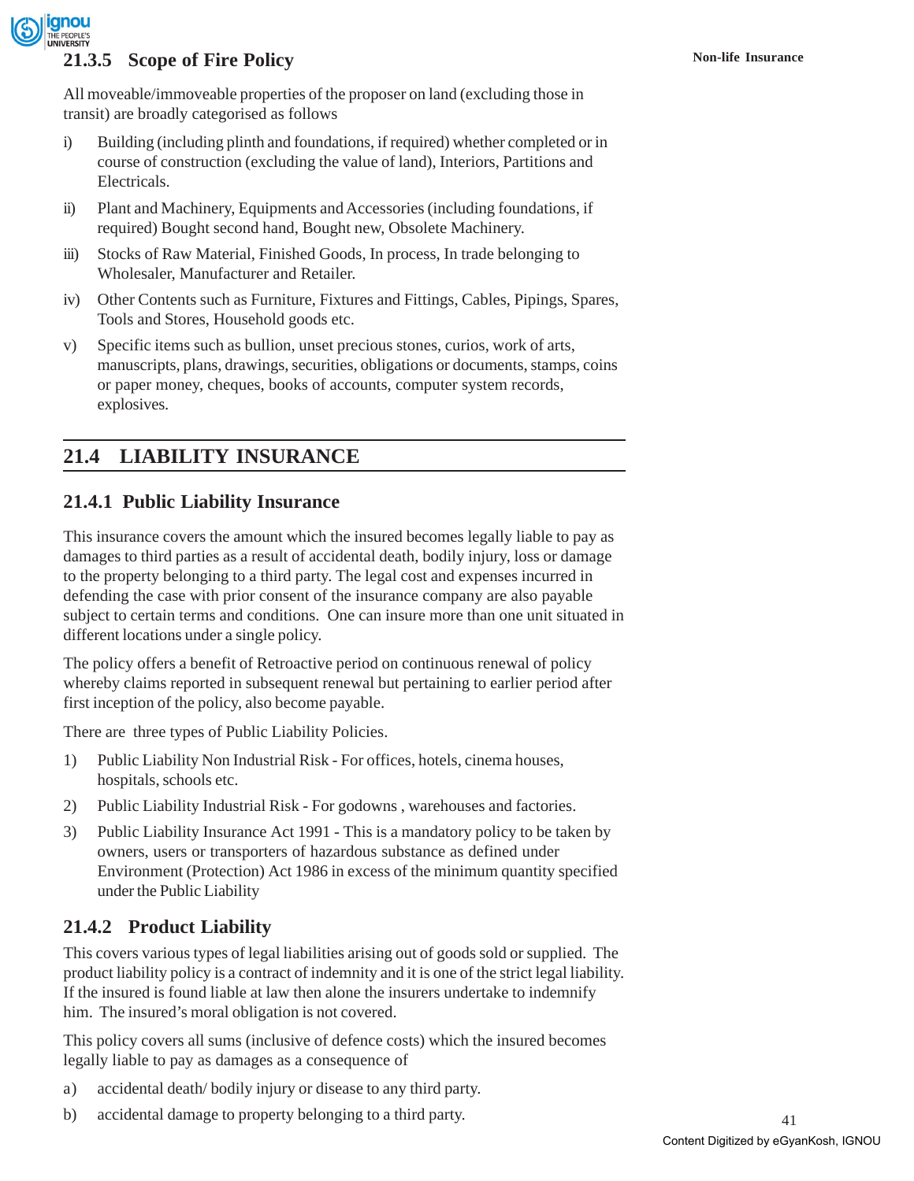### 21.3.5 Scope of Fire Policy

All moveable/immoveable properties of the proposer on land (excluding those in transit) are broadly categorised as follows

i) Building (including plinth and foundations, if required) whether completed or in course of construction (excluding the value of land), Interiors, Partitions and Electricals.

ii) Plant and Machinery, Equipments and Accessories (including foundations, if required) Bought second hand, Bought new, Obsolete Machinery.

iii) Stocks of Raw Material, Finished Goods, In process, In trade belonging to Wholesaler, Manufacturer and Retailer.

iv) Other Contents such as Furniture, Fixtures and Fittings, Cables, Pipings, Spares, Tools and Stores, Household goods etc.

v) Specific items such as bullion, unset precious stones, curios, work of arts, manuscripts, plans, drawings, securities, obligations or documents, stamps, coins or paper money, cheques, books of accounts, computer system records, explosives.

## 21.4 LIABILITY INSURANCE

### 21.4.1 Public Liability Insurance

This insurance covers the amount which the insured becomes legally liable to pay as damages to third parties as a result of accidental death, bodily injury, loss or damage to the property belonging to a third party. The legal cost and expenses incurred in defending the case with prior consent of the insurance company are also payable subject to certain terms and conditions. One can insure more than one unit situated in different locations under a single policy.

The policy offers a benefit of Retroactive period on continuous renewal of policy whereby claims reported in subsequent renewal but pertaining to earlier period after first inception of the policy, also become payable.

There are three types of Public Liability Policies.

1) Public Liability Non Industrial Risk - For offices, hotels, cinema houses, hospitals, schools etc.

2) Public Liability Industrial Risk - For godowns , warehouses and factories.

3) Public Liability Insurance Act 1991 - This is a mandatory policy to be taken by owners, users or transporters of hazardous substance as defined under Environment (Protection) Act 1986 in excess of the minimum quantity specified under the Public Liability

### 21.4.2 Product Liability

This covers various types of legal liabilities arising out of goods sold or supplied. The product liability policy is a contract of indemnity and it is one of the strict legal liability. If the insured is found liable at law then alone the insurers undertake to indemnify him. The insured's moral obligation is not covered.

This policy covers all sums (inclusive of defence costs) which the insured becomes legally liable to pay as damages as a consequence of

a) accidental death/ bodily injury or disease to any third party.

b) accidental damage to property belonging to a third party.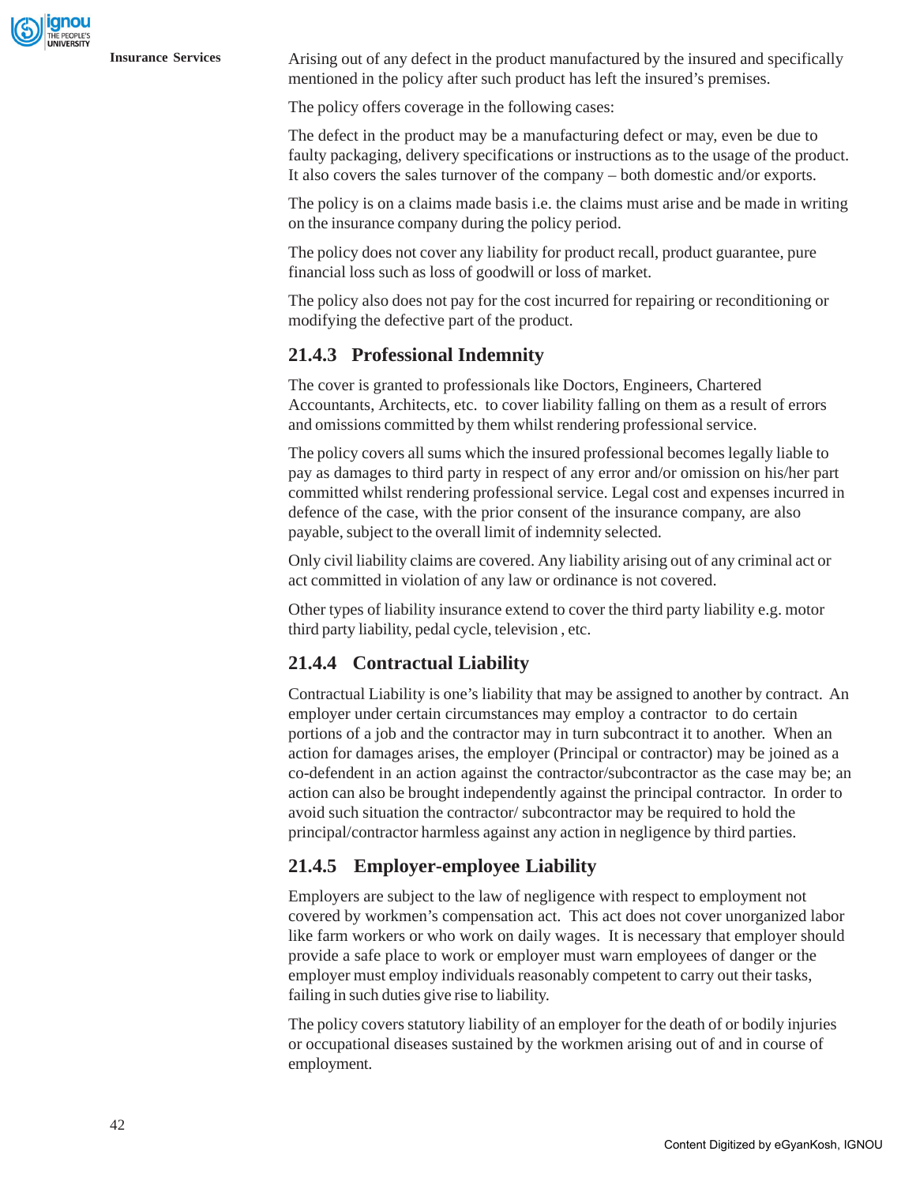Arising out of any defect in the product manufactured by the insured and specifically mentioned in the policy after such product has left the insured's premises.

The policy offers coverage in the following cases:

The defect in the product may be a manufacturing defect or may, even be due to faulty packaging, delivery specifications or instructions as to the usage of the product. It also covers the sales turnover of the company – both domestic and/or exports.

The policy is on a claims made basis i.e. the claims must arise and be made in writing on the insurance company during the policy period.

The policy does not cover any liability for product recall, product guarantee, pure financial loss such as loss of goodwill or loss of market.

The policy also does not pay for the cost incurred for repairing or reconditioning or modifying the defective part of the product.

### 21.4.3 Professional Indemnity

The cover is granted to professionals like Doctors, Engineers, Chartered Accountants, Architects, etc. to cover liability falling on them as a result of errors and omissions committed by them whilst rendering professional service.

The policy covers all sums which the insured professional becomes legally liable to pay as damages to third party in respect of any error and/or omission on his/her part committed whilst rendering professional service. Legal cost and expenses incurred in defence of the case, with the prior consent of the insurance company, are also payable, subject to the overall limit of indemnity selected.

Only civil liability claims are covered. Any liability arising out of any criminal act or act committed in violation of any law or ordinance is not covered.

Other types of liability insurance extend to cover the third party liability e.g. motor third party liability, pedal cycle, television , etc.

### 21.4.4 Contractual Liability

Contractual Liability is one's liability that may be assigned to another by contract. An employer under certain circumstances may employ a contractor to do certain portions of a job and the contractor may in turn subcontract it to another. When an action for damages arises, the employer (Principal or contractor) may be joined as a co-defendent in an action against the contractor/subcontractor as the case may be; an action can also be brought independently against the principal contractor. In order to avoid such situation the contractor/ subcontractor may be required to hold the principal/contractor harmless against any action in negligence by third parties.

### 21.4.5 Employer-employee Liability

Employers are subject to the law of negligence with respect to employment not covered by workmen's compensation act. This act does not cover unorganized labor like farm workers or who work on daily wages. It is necessary that employer should provide a safe place to work or employer must warn employees of danger or the employer must employ individuals reasonably competent to carry out their tasks, failing in such duties give rise to liability.

The policy covers statutory liability of an employer for the death of or bodily injuries or occupational diseases sustained by the workmen arising out of and in course of employment.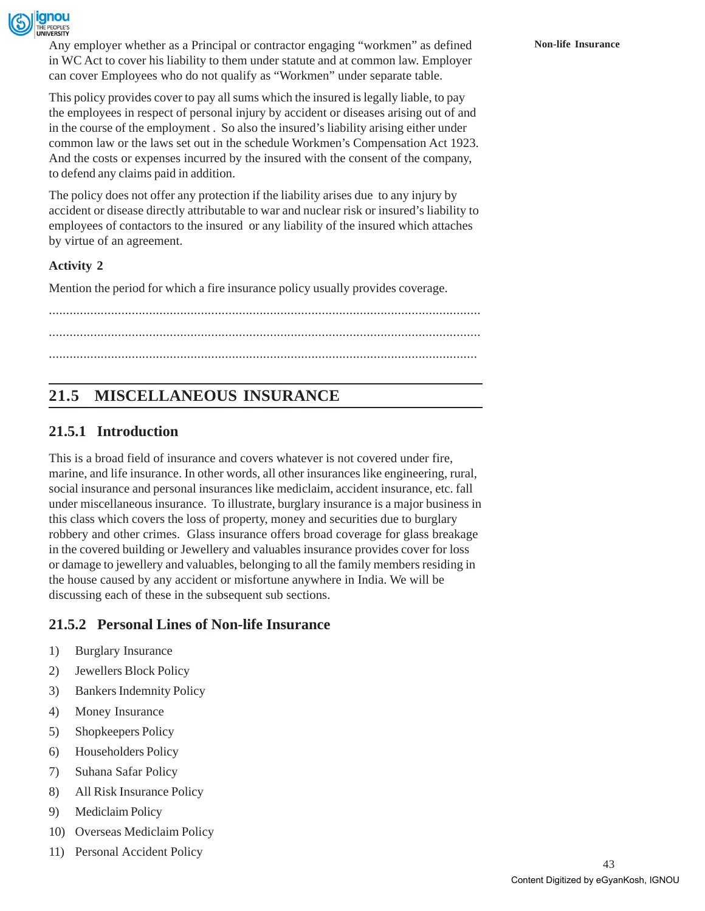Any employer whether as a Principal or contractor engaging "workmen" as defined in WC Act to cover his liability to them under statute and at common law. Employer can cover Employees who do not qualify as "Workmen" under separate table.

This policy provides cover to pay all sums which the insured is legally liable, to pay the employees in respect of personal injury by accident or diseases arising out of and in the course of the employment . So also the insured's liability arising either under common law or the laws set out in the schedule Workmen's Compensation Act 1923. And the costs or expenses incurred by the insured with the consent of the company, to defend any claims paid in addition.

The policy does not offer any protection if the liability arises due to any injury by accident or disease directly attributable to war and nuclear risk or insured's liability to employees of contactors to the insured or any liability of the insured which attaches by virtue of an agreement.

**Activity 2**

Mention the period for which a fire insurance policy usually provides coverage.

..............................................................................................................................

..............................................................................................................................

..............................................................................................................................

## 21.5 MISCELLANEOUS INSURANCE

### 21.5.1 Introduction

This is a broad field of insurance and covers whatever is not covered under fire, marine, and life insurance. In other words, all other insurances like engineering, rural, social insurance and personal insurances like mediclaim, accident insurance, etc. fall under miscellaneous insurance. To illustrate, burglary insurance is a major business in this class which covers the loss of property, money and securities due to burglary robbery and other crimes. Glass insurance offers broad coverage for glass breakage in the covered building or Jewellery and valuables insurance provides cover for loss or damage to jewellery and valuables, belonging to all the family members residing in the house caused by any accident or misfortune anywhere in India. We will be discussing each of these in the subsequent sub sections.

### 21.5.2 Personal Lines of Non-life Insurance

1) Burglary Insurance
2) Jewellers Block Policy
3) Bankers Indemnity Policy
4) Money Insurance
5) Shopkeepers Policy
6) Householders Policy
7) Suhana Safar Policy
8) All Risk Insurance Policy
9) Mediclaim Policy
10) Overseas Mediclaim Policy
11) Personal Accident Policy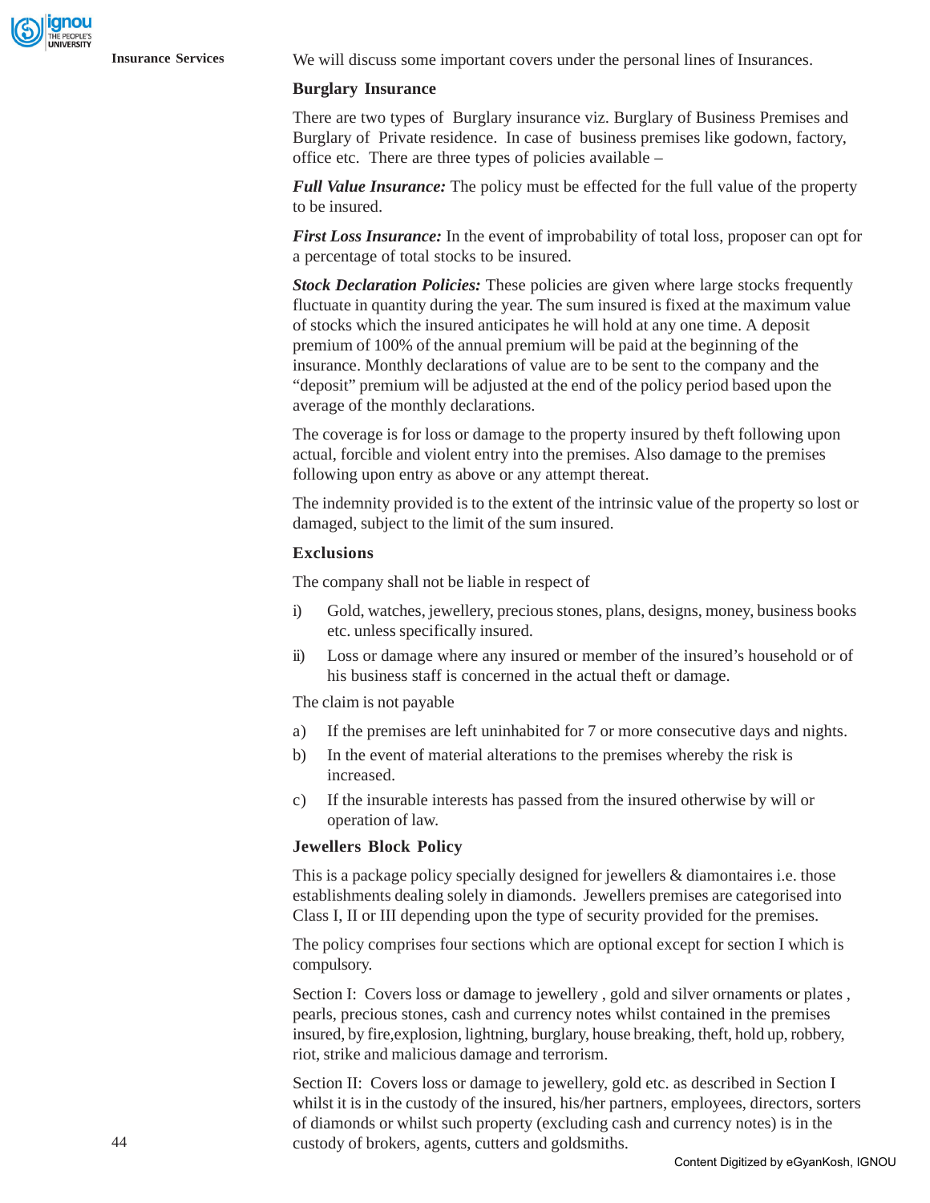We will discuss some important covers under the personal lines of Insurances.

### Burglary Insurance

There are two types of Burglary insurance viz. Burglary of Business Premises and Burglary of Private residence. In case of business premises like godown, factory, office etc. There are three types of policies available –

***Full Value Insurance:*** The policy must be effected for the full value of the property to be insured.

***First Loss Insurance:*** In the event of improbability of total loss, proposer can opt for a percentage of total stocks to be insured.

***Stock Declaration Policies:*** These policies are given where large stocks frequently fluctuate in quantity during the year. The sum insured is fixed at the maximum value of stocks which the insured anticipates he will hold at any one time. A deposit premium of 100% of the annual premium will be paid at the beginning of the insurance. Monthly declarations of value are to be sent to the company and the "deposit" premium will be adjusted at the end of the policy period based upon the average of the monthly declarations.

The coverage is for loss or damage to the property insured by theft following upon actual, forcible and violent entry into the premises. Also damage to the premises following upon entry as above or any attempt thereat.

The indemnity provided is to the extent of the intrinsic value of the property so lost or damaged, subject to the limit of the sum insured.

### Exclusions

The company shall not be liable in respect of

i) Gold, watches, jewellery, precious stones, plans, designs, money, business books etc. unless specifically insured.

ii) Loss or damage where any insured or member of the insured's household or of his business staff is concerned in the actual theft or damage.

The claim is not payable

a) If the premises are left uninhabited for 7 or more consecutive days and nights.

b) In the event of material alterations to the premises whereby the risk is increased.

c) If the insurable interests has passed from the insured otherwise by will or operation of law.

### Jewellers Block Policy

This is a package policy specially designed for jewellers & diamontaires i.e. those establishments dealing solely in diamonds. Jewellers premises are categorised into Class I, II or III depending upon the type of security provided for the premises.

The policy comprises four sections which are optional except for section I which is compulsory.

Section I: Covers loss or damage to jewellery , gold and silver ornaments or plates , pearls, precious stones, cash and currency notes whilst contained in the premises insured, by fire,explosion, lightning, burglary, house breaking, theft, hold up, robbery, riot, strike and malicious damage and terrorism.

Section II: Covers loss or damage to jewellery, gold etc. as described in Section I whilst it is in the custody of the insured, his/her partners, employees, directors, sorters of diamonds or whilst such property (excluding cash and currency notes) is in the custody of brokers, agents, cutters and goldsmiths.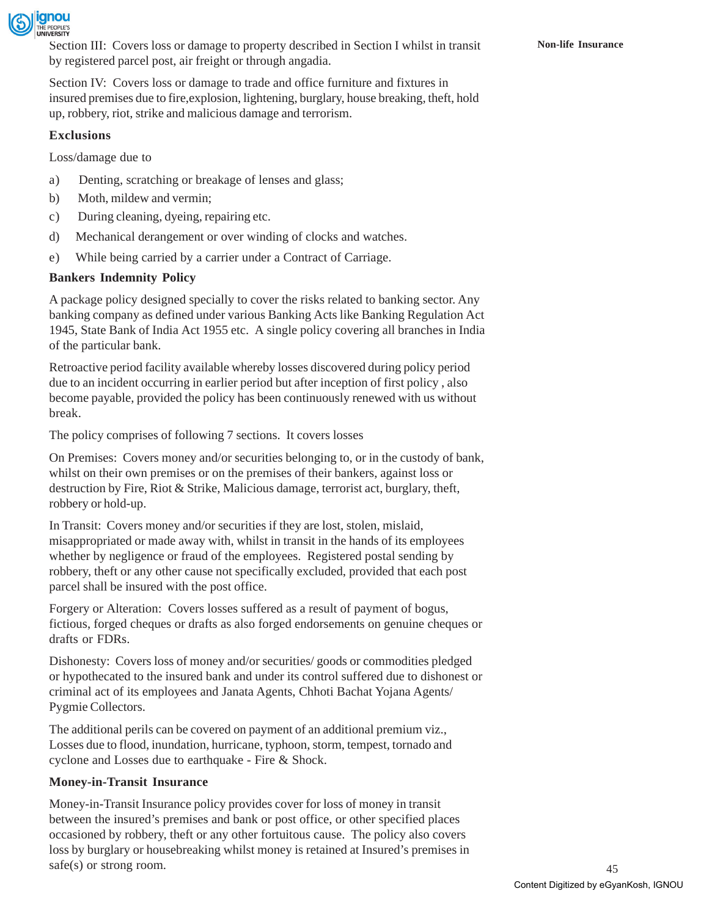Section III: Covers loss or damage to property described in Section I whilst in transit by registered parcel post, air freight or through angadia.

Section IV: Covers loss or damage to trade and office furniture and fixtures in insured premises due to fire,explosion, lightening, burglary, house breaking, theft, hold up, robbery, riot, strike and malicious damage and terrorism.

**Exclusions**

Loss/damage due to

a) Denting, scratching or breakage of lenses and glass;

b) Moth, mildew and vermin;

c) During cleaning, dyeing, repairing etc.

d) Mechanical derangement or over winding of clocks and watches.

e) While being carried by a carrier under a Contract of Carriage.

**Bankers Indemnity Policy**

A package policy designed specially to cover the risks related to banking sector. Any banking company as defined under various Banking Acts like Banking Regulation Act 1945, State Bank of India Act 1955 etc. A single policy covering all branches in India of the particular bank.

Retroactive period facility available whereby losses discovered during policy period due to an incident occurring in earlier period but after inception of first policy , also become payable, provided the policy has been continuously renewed with us without break.

The policy comprises of following 7 sections. It covers losses

On Premises: Covers money and/or securities belonging to, or in the custody of bank, whilst on their own premises or on the premises of their bankers, against loss or destruction by Fire, Riot & Strike, Malicious damage, terrorist act, burglary, theft, robbery or hold-up.

In Transit: Covers money and/or securities if they are lost, stolen, mislaid, misappropriated or made away with, whilst in transit in the hands of its employees whether by negligence or fraud of the employees. Registered postal sending by robbery, theft or any other cause not specifically excluded, provided that each post parcel shall be insured with the post office.

Forgery or Alteration: Covers losses suffered as a result of payment of bogus, fictious, forged cheques or drafts as also forged endorsements on genuine cheques or drafts or FDRs.

Dishonesty: Covers loss of money and/or securities/ goods or commodities pledged or hypothecated to the insured bank and under its control suffered due to dishonest or criminal act of its employees and Janata Agents, Chhoti Bachat Yojana Agents/ Pygmie Collectors.

The additional perils can be covered on payment of an additional premium viz., Losses due to flood, inundation, hurricane, typhoon, storm, tempest, tornado and cyclone and Losses due to earthquake - Fire & Shock.

**Money-in-Transit Insurance**

Money-in-Transit Insurance policy provides cover for loss of money in transit between the insured's premises and bank or post office, or other specified places occasioned by robbery, theft or any other fortuitous cause. The policy also covers loss by burglary or housebreaking whilst money is retained at Insured's premises in safe(s) or strong room.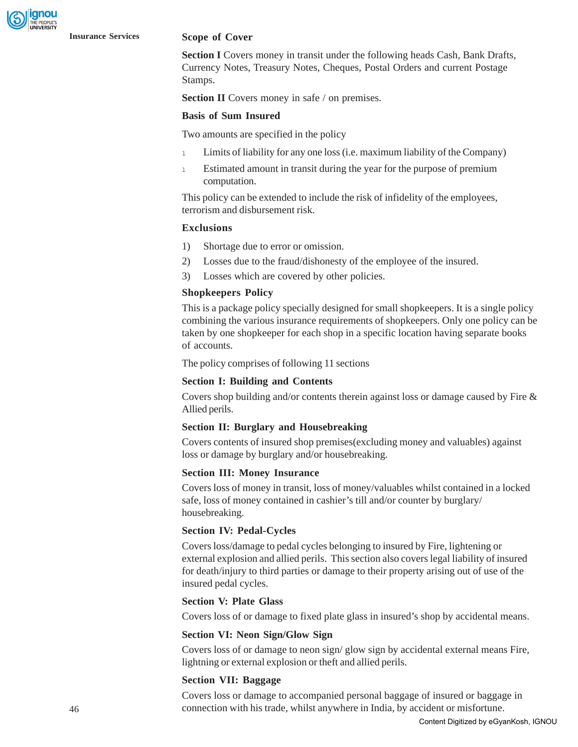### Scope of Cover

**Section I** Covers money in transit under the following heads Cash, Bank Drafts, Currency Notes, Treasury Notes, Cheques, Postal Orders and current Postage Stamps.

**Section II** Covers money in safe / on premises.

### Basis of Sum Insured

Two amounts are specified in the policy

- Limits of liability for any one loss (i.e. maximum liability of the Company)
- Estimated amount in transit during the year for the purpose of premium computation.

This policy can be extended to include the risk of infidelity of the employees, terrorism and disbursement risk.

### Exclusions

1) Shortage due to error or omission.
2) Losses due to the fraud/dishonesty of the employee of the insured.
3) Losses which are covered by other policies.

### Shopkeepers Policy

This is a package policy specially designed for small shopkeepers. It is a single policy combining the various insurance requirements of shopkeepers. Only one policy can be taken by one shopkeeper for each shop in a specific location having separate books of accounts.

The policy comprises of following 11 sections

### Section I: Building and Contents

Covers shop building and/or contents therein against loss or damage caused by Fire & Allied perils.

### Section II: Burglary and Housebreaking

Covers contents of insured shop premises(excluding money and valuables) against loss or damage by burglary and/or housebreaking.

### Section III: Money Insurance

Covers loss of money in transit, loss of money/valuables whilst contained in a locked safe, loss of money contained in cashier's till and/or counter by burglary/ housebreaking.

### Section IV: Pedal-Cycles

Covers loss/damage to pedal cycles belonging to insured by Fire, lightening or external explosion and allied perils. This section also covers legal liability of insured for death/injury to third parties or damage to their property arising out of use of the insured pedal cycles.

### Section V: Plate Glass

Covers loss of or damage to fixed plate glass in insured's shop by accidental means.

### Section VI: Neon Sign/Glow Sign

Covers loss of or damage to neon sign/ glow sign by accidental external means Fire, lightning or external explosion or theft and allied perils.

### Section VII: Baggage

Covers loss or damage to accompanied personal baggage of insured or baggage in connection with his trade, whilst anywhere in India, by accident or misfortune.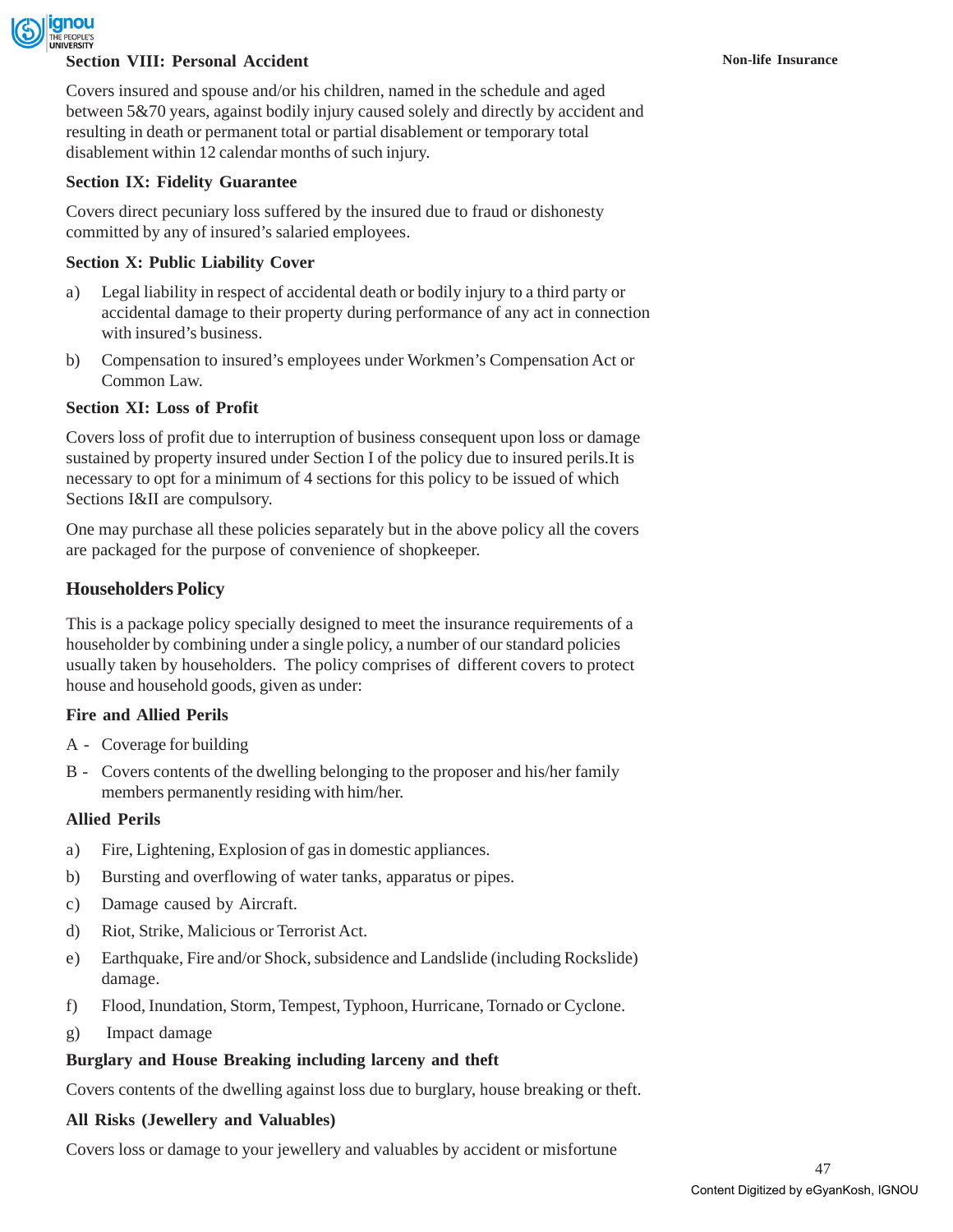**Section VIII: Personal Accident**

Covers insured and spouse and/or his children, named in the schedule and aged between 5&70 years, against bodily injury caused solely and directly by accident and resulting in death or permanent total or partial disablement or temporary total disablement within 12 calendar months of such injury.

**Section IX: Fidelity Guarantee**

Covers direct pecuniary loss suffered by the insured due to fraud or dishonesty committed by any of insured's salaried employees.

**Section X: Public Liability Cover**

a) Legal liability in respect of accidental death or bodily injury to a third party or accidental damage to their property during performance of any act in connection with insured's business.

b) Compensation to insured's employees under Workmen's Compensation Act or Common Law.

**Section XI: Loss of Profit**

Covers loss of profit due to interruption of business consequent upon loss or damage sustained by property insured under Section I of the policy due to insured perils.It is necessary to opt for a minimum of 4 sections for this policy to be issued of which Sections I&II are compulsory.

One may purchase all these policies separately but in the above policy all the covers are packaged for the purpose of convenience of shopkeeper.

## Householders Policy

This is a package policy specially designed to meet the insurance requirements of a householder by combining under a single policy, a number of our standard policies usually taken by householders. The policy comprises of different covers to protect house and household goods, given as under:

**Fire and Allied Perils**

A - Coverage for building

B - Covers contents of the dwelling belonging to the proposer and his/her family members permanently residing with him/her.

**Allied Perils**

a) Fire, Lightening, Explosion of gas in domestic appliances.

b) Bursting and overflowing of water tanks, apparatus or pipes.

c) Damage caused by Aircraft.

d) Riot, Strike, Malicious or Terrorist Act.

e) Earthquake, Fire and/or Shock, subsidence and Landslide (including Rockslide) damage.

f) Flood, Inundation, Storm, Tempest, Typhoon, Hurricane, Tornado or Cyclone.

g) Impact damage

**Burglary and House Breaking including larceny and theft**

Covers contents of the dwelling against loss due to burglary, house breaking or theft.

**All Risks (Jewellery and Valuables)**

Covers loss or damage to your jewellery and valuables by accident or misfortune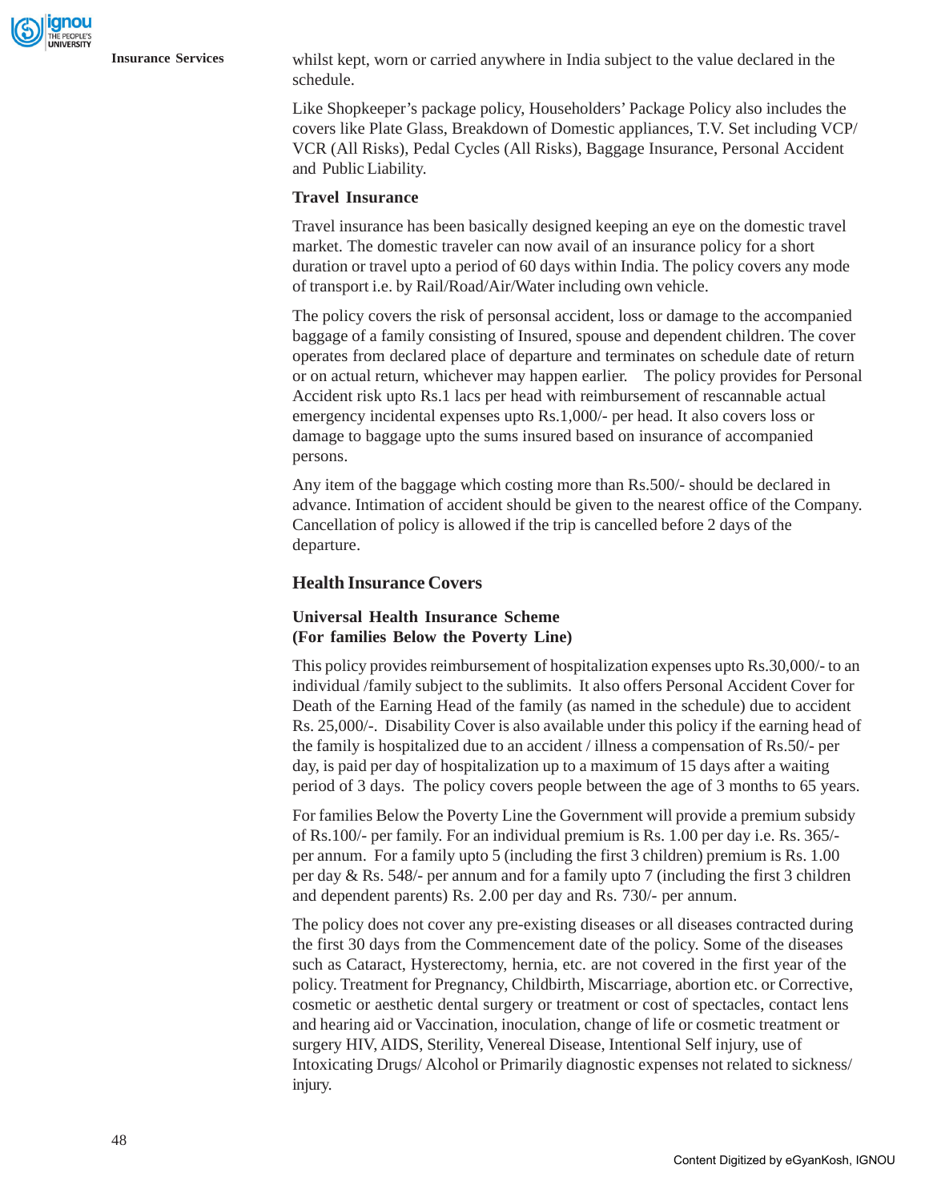whilst kept, worn or carried anywhere in India subject to the value declared in the schedule.

Like Shopkeeper's package policy, Householders' Package Policy also includes the covers like Plate Glass, Breakdown of Domestic appliances, T.V. Set including VCP/VCR (All Risks), Pedal Cycles (All Risks), Baggage Insurance, Personal Accident and Public Liability.

**Travel Insurance**

Travel insurance has been basically designed keeping an eye on the domestic travel market. The domestic traveler can now avail of an insurance policy for a short duration or travel upto a period of 60 days within India. The policy covers any mode of transport i.e. by Rail/Road/Air/Water including own vehicle.

The policy covers the risk of personsal accident, loss or damage to the accompanied baggage of a family consisting of Insured, spouse and dependent children. The cover operates from declared place of departure and terminates on schedule date of return or on actual return, whichever may happen earlier. The policy provides for Personal Accident risk upto Rs.1 lacs per head with reimbursement of rescannable actual emergency incidental expenses upto Rs.1,000/- per head. It also covers loss or damage to baggage upto the sums insured based on insurance of accompanied persons.

Any item of the baggage which costing more than Rs.500/- should be declared in advance. Intimation of accident should be given to the nearest office of the Company. Cancellation of policy is allowed if the trip is cancelled before 2 days of the departure.

## Health Insurance Covers

**Universal Health Insurance Scheme**
**(For families Below the Poverty Line)**

This policy provides reimbursement of hospitalization expenses upto Rs.30,000/- to an individual /family subject to the sublimits. It also offers Personal Accident Cover for Death of the Earning Head of the family (as named in the schedule) due to accident Rs. 25,000/-. Disability Cover is also available under this policy if the earning head of the family is hospitalized due to an accident / illness a compensation of Rs.50/- per day, is paid per day of hospitalization up to a maximum of 15 days after a waiting period of 3 days. The policy covers people between the age of 3 months to 65 years.

For families Below the Poverty Line the Government will provide a premium subsidy of Rs.100/- per family. For an individual premium is Rs. 1.00 per day i.e. Rs. 365/- per annum. For a family upto 5 (including the first 3 children) premium is Rs. 1.00 per day & Rs. 548/- per annum and for a family upto 7 (including the first 3 children and dependent parents) Rs. 2.00 per day and Rs. 730/- per annum.

The policy does not cover any pre-existing diseases or all diseases contracted during the first 30 days from the Commencement date of the policy. Some of the diseases such as Cataract, Hysterectomy, hernia, etc. are not covered in the first year of the policy. Treatment for Pregnancy, Childbirth, Miscarriage, abortion etc. or Corrective, cosmetic or aesthetic dental surgery or treatment or cost of spectacles, contact lens and hearing aid or Vaccination, inoculation, change of life or cosmetic treatment or surgery HIV, AIDS, Sterility, Venereal Disease, Intentional Self injury, use of Intoxicating Drugs/ Alcohol or Primarily diagnostic expenses not related to sickness/ injury.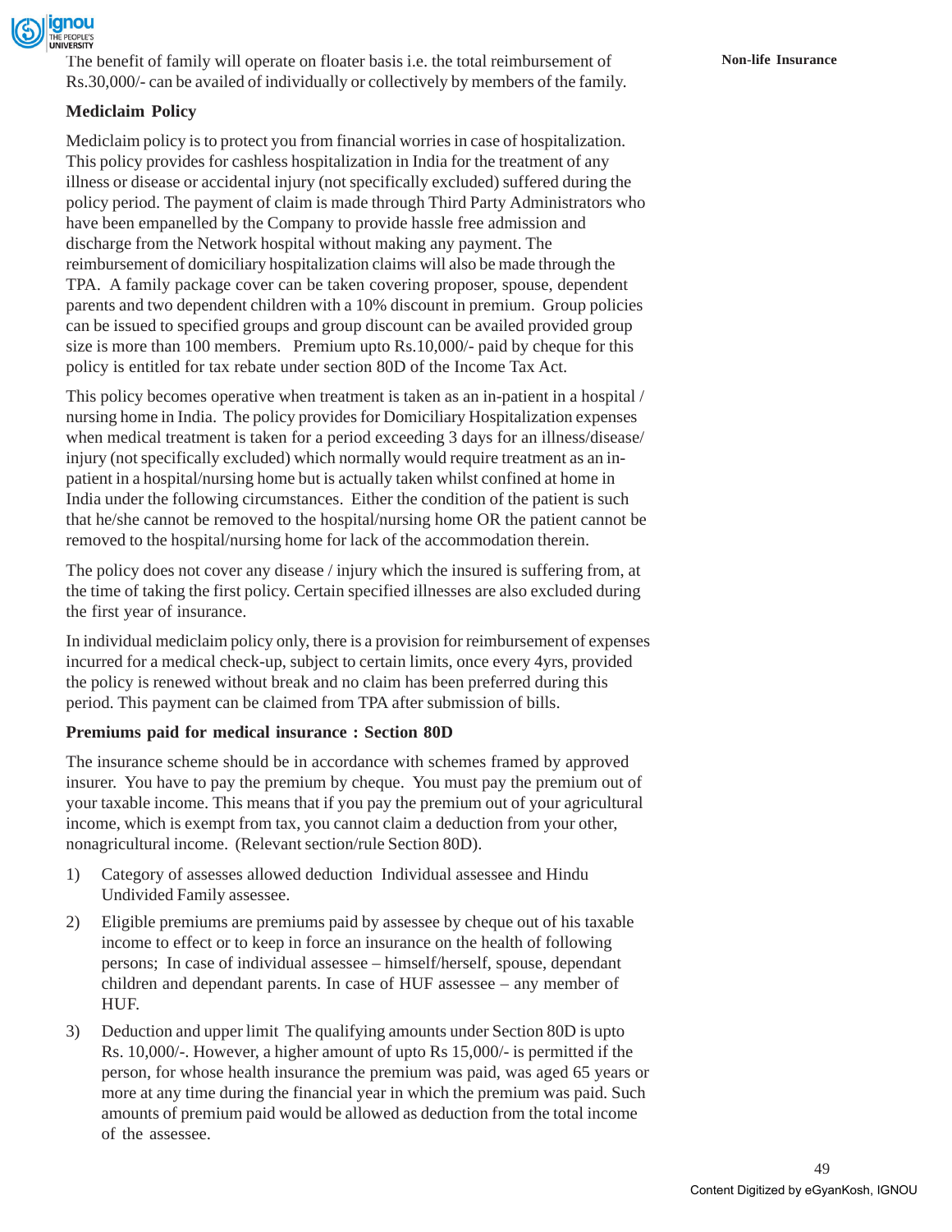The benefit of family will operate on floater basis i.e. the total reimbursement of Rs.30,000/- can be availed of individually or collectively by members of the family.

**Mediclaim Policy**

Mediclaim policy is to protect you from financial worries in case of hospitalization. This policy provides for cashless hospitalization in India for the treatment of any illness or disease or accidental injury (not specifically excluded) suffered during the policy period. The payment of claim is made through Third Party Administrators who have been empanelled by the Company to provide hassle free admission and discharge from the Network hospital without making any payment. The reimbursement of domiciliary hospitalization claims will also be made through the TPA. A family package cover can be taken covering proposer, spouse, dependent parents and two dependent children with a 10% discount in premium. Group policies can be issued to specified groups and group discount can be availed provided group size is more than 100 members. Premium upto Rs.10,000/- paid by cheque for this policy is entitled for tax rebate under section 80D of the Income Tax Act.

This policy becomes operative when treatment is taken as an in-patient in a hospital / nursing home in India. The policy provides for Domiciliary Hospitalization expenses when medical treatment is taken for a period exceeding 3 days for an illness/disease/ injury (not specifically excluded) which normally would require treatment as an in-patient in a hospital/nursing home but is actually taken whilst confined at home in India under the following circumstances. Either the condition of the patient is such that he/she cannot be removed to the hospital/nursing home OR the patient cannot be removed to the hospital/nursing home for lack of the accommodation therein.

The policy does not cover any disease / injury which the insured is suffering from, at the time of taking the first policy. Certain specified illnesses are also excluded during the first year of insurance.

In individual mediclaim policy only, there is a provision for reimbursement of expenses incurred for a medical check-up, subject to certain limits, once every 4yrs, provided the policy is renewed without break and no claim has been preferred during this period. This payment can be claimed from TPA after submission of bills.

**Premiums paid for medical insurance : Section 80D**

The insurance scheme should be in accordance with schemes framed by approved insurer. You have to pay the premium by cheque. You must pay the premium out of your taxable income. This means that if you pay the premium out of your agricultural income, which is exempt from tax, you cannot claim a deduction from your other, nonagricultural income. (Relevant section/rule Section 80D).

1) Category of assesses allowed deduction Individual assessee and Hindu Undivided Family assessee.
2) Eligible premiums are premiums paid by assessee by cheque out of his taxable income to effect or to keep in force an insurance on the health of following persons; In case of individual assessee – himself/herself, spouse, dependant children and dependant parents. In case of HUF assessee – any member of HUF.
3) Deduction and upper limit The qualifying amounts under Section 80D is upto Rs. 10,000/-. However, a higher amount of upto Rs 15,000/- is permitted if the person, for whose health insurance the premium was paid, was aged 65 years or more at any time during the financial year in which the premium was paid. Such amounts of premium paid would be allowed as deduction from the total income of the assessee.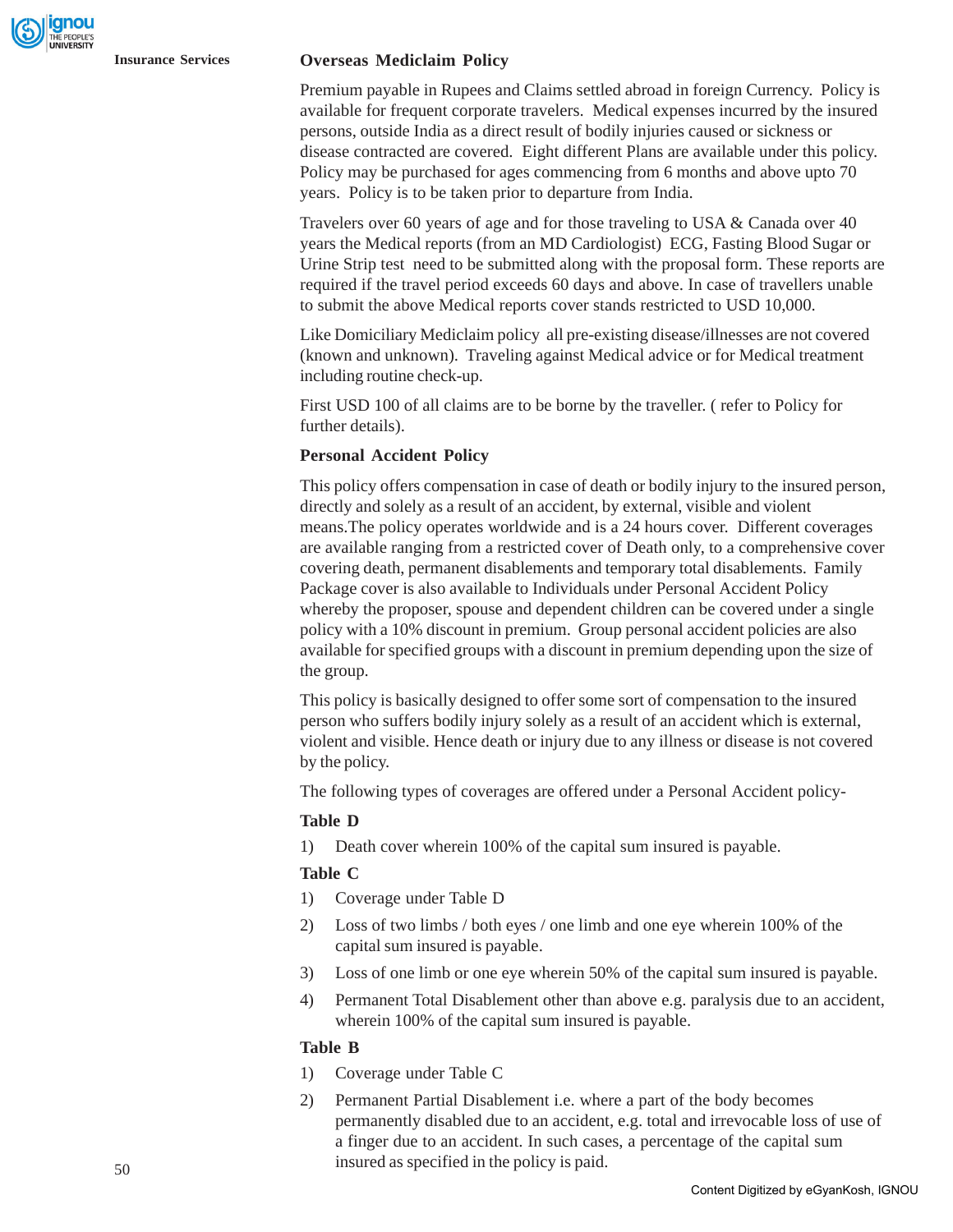### Overseas Mediclaim Policy

Premium payable in Rupees and Claims settled abroad in foreign Currency. Policy is available for frequent corporate travelers. Medical expenses incurred by the insured persons, outside India as a direct result of bodily injuries caused or sickness or disease contracted are covered. Eight different Plans are available under this policy. Policy may be purchased for ages commencing from 6 months and above upto 70 years. Policy is to be taken prior to departure from India.

Travelers over 60 years of age and for those traveling to USA & Canada over 40 years the Medical reports (from an MD Cardiologist) ECG, Fasting Blood Sugar or Urine Strip test need to be submitted along with the proposal form. These reports are required if the travel period exceeds 60 days and above. In case of travellers unable to submit the above Medical reports cover stands restricted to USD 10,000.

Like Domiciliary Mediclaim policy all pre-existing disease/illnesses are not covered (known and unknown). Traveling against Medical advice or for Medical treatment including routine check-up.

First USD 100 of all claims are to be borne by the traveller. ( refer to Policy for further details).

### Personal Accident Policy

This policy offers compensation in case of death or bodily injury to the insured person, directly and solely as a result of an accident, by external, visible and violent means.The policy operates worldwide and is a 24 hours cover. Different coverages are available ranging from a restricted cover of Death only, to a comprehensive cover covering death, permanent disablements and temporary total disablements. Family Package cover is also available to Individuals under Personal Accident Policy whereby the proposer, spouse and dependent children can be covered under a single policy with a 10% discount in premium. Group personal accident policies are also available for specified groups with a discount in premium depending upon the size of the group.

This policy is basically designed to offer some sort of compensation to the insured person who suffers bodily injury solely as a result of an accident which is external, violent and visible. Hence death or injury due to any illness or disease is not covered by the policy.

The following types of coverages are offered under a Personal Accident policy-

**Table D**

1) Death cover wherein 100% of the capital sum insured is payable.

**Table C**

1) Coverage under Table D
2) Loss of two limbs / both eyes / one limb and one eye wherein 100% of the capital sum insured is payable.
3) Loss of one limb or one eye wherein 50% of the capital sum insured is payable.
4) Permanent Total Disablement other than above e.g. paralysis due to an accident, wherein 100% of the capital sum insured is payable.

**Table B**

1) Coverage under Table C
2) Permanent Partial Disablement i.e. where a part of the body becomes permanently disabled due to an accident, e.g. total and irrevocable loss of use of a finger due to an accident. In such cases, a percentage of the capital sum insured as specified in the policy is paid.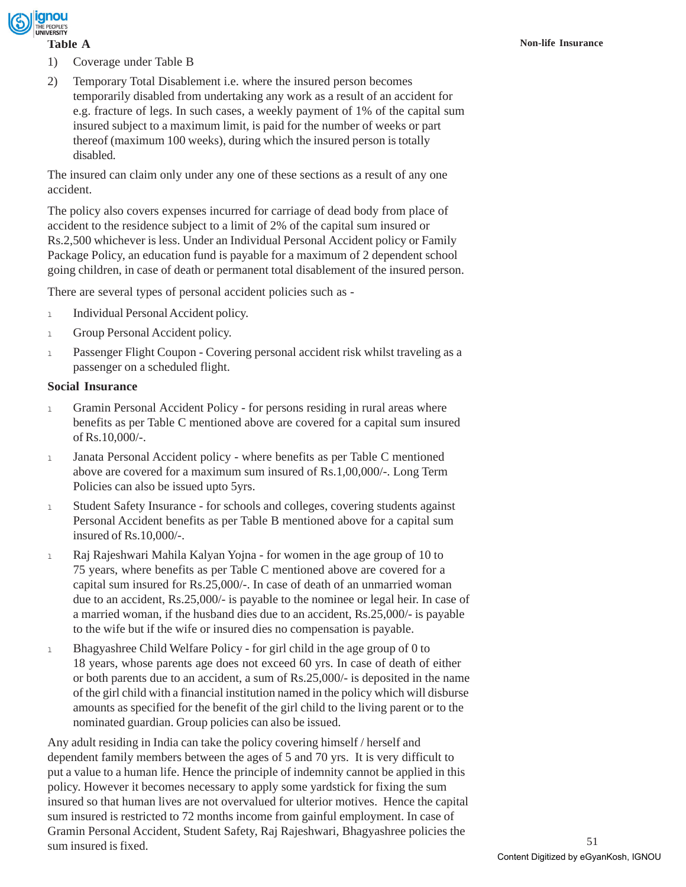**Table A**

1) Coverage under Table B
2) Temporary Total Disablement i.e. where the insured person becomes temporarily disabled from undertaking any work as a result of an accident for e.g. fracture of legs. In such cases, a weekly payment of 1% of the capital sum insured subject to a maximum limit, is paid for the number of weeks or part thereof (maximum 100 weeks), during which the insured person is totally disabled.

The insured can claim only under any one of these sections as a result of any one accident.

The policy also covers expenses incurred for carriage of dead body from place of accident to the residence subject to a limit of 2% of the capital sum insured or Rs.2,500 whichever is less. Under an Individual Personal Accident policy or Family Package Policy, an education fund is payable for a maximum of 2 dependent school going children, in case of death or permanent total disablement of the insured person.

There are several types of personal accident policies such as -

- Individual Personal Accident policy.
- Group Personal Accident policy.
- Passenger Flight Coupon - Covering personal accident risk whilst traveling as a passenger on a scheduled flight.

**Social Insurance**

- Gramin Personal Accident Policy - for persons residing in rural areas where benefits as per Table C mentioned above are covered for a capital sum insured of Rs.10,000/-.
- Janata Personal Accident policy - where benefits as per Table C mentioned above are covered for a maximum sum insured of Rs.1,00,000/-. Long Term Policies can also be issued upto 5yrs.
- Student Safety Insurance - for schools and colleges, covering students against Personal Accident benefits as per Table B mentioned above for a capital sum insured of Rs.10,000/-.
- Raj Rajeshwari Mahila Kalyan Yojna - for women in the age group of 10 to 75 years, where benefits as per Table C mentioned above are covered for a capital sum insured for Rs.25,000/-. In case of death of an unmarried woman due to an accident, Rs.25,000/- is payable to the nominee or legal heir. In case of a married woman, if the husband dies due to an accident, Rs.25,000/- is payable to the wife but if the wife or insured dies no compensation is payable.
- Bhagyashree Child Welfare Policy - for girl child in the age group of 0 to 18 years, whose parents age does not exceed 60 yrs. In case of death of either or both parents due to an accident, a sum of Rs.25,000/- is deposited in the name of the girl child with a financial institution named in the policy which will disburse amounts as specified for the benefit of the girl child to the living parent or to the nominated guardian. Group policies can also be issued.

Any adult residing in India can take the policy covering himself / herself and dependent family members between the ages of 5 and 70 yrs. It is very difficult to put a value to a human life. Hence the principle of indemnity cannot be applied in this policy. However it becomes necessary to apply some yardstick for fixing the sum insured so that human lives are not overvalued for ulterior motives. Hence the capital sum insured is restricted to 72 months income from gainful employment. In case of Gramin Personal Accident, Student Safety, Raj Rajeshwari, Bhagyashree policies the sum insured is fixed.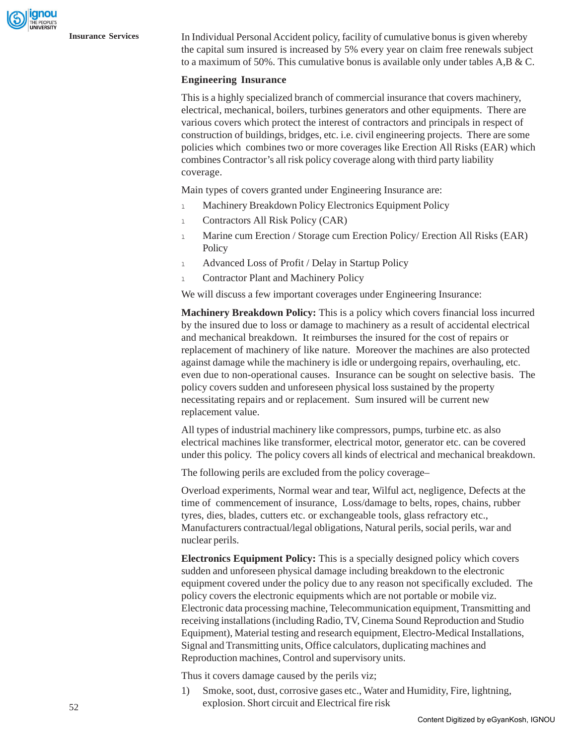In Individual Personal Accident policy, facility of cumulative bonus is given whereby the capital sum insured is increased by 5% every year on claim free renewals subject to a maximum of 50%. This cumulative bonus is available only under tables A,B & C.

### Engineering Insurance

This is a highly specialized branch of commercial insurance that covers machinery, electrical, mechanical, boilers, turbines generators and other equipments. There are various covers which protect the interest of contractors and principals in respect of construction of buildings, bridges, etc. i.e. civil engineering projects. There are some policies which combines two or more coverages like Erection All Risks (EAR) which combines Contractor's all risk policy coverage along with third party liability coverage.

Main types of covers granted under Engineering Insurance are:

- Machinery Breakdown Policy Electronics Equipment Policy
- Contractors All Risk Policy (CAR)
- Marine cum Erection / Storage cum Erection Policy/ Erection All Risks (EAR) Policy
- Advanced Loss of Profit / Delay in Startup Policy
- Contractor Plant and Machinery Policy

We will discuss a few important coverages under Engineering Insurance:

**Machinery Breakdown Policy:** This is a policy which covers financial loss incurred by the insured due to loss or damage to machinery as a result of accidental electrical and mechanical breakdown. It reimburses the insured for the cost of repairs or replacement of machinery of like nature. Moreover the machines are also protected against damage while the machinery is idle or undergoing repairs, overhauling, etc. even due to non-operational causes. Insurance can be sought on selective basis. The policy covers sudden and unforeseen physical loss sustained by the property necessitating repairs and or replacement. Sum insured will be current new replacement value.

All types of industrial machinery like compressors, pumps, turbine etc. as also electrical machines like transformer, electrical motor, generator etc. can be covered under this policy. The policy covers all kinds of electrical and mechanical breakdown.

The following perils are excluded from the policy coverage–

Overload experiments, Normal wear and tear, Wilful act, negligence, Defects at the time of commencement of insurance, Loss/damage to belts, ropes, chains, rubber tyres, dies, blades, cutters etc. or exchangeable tools, glass refractory etc., Manufacturers contractual/legal obligations, Natural perils, social perils, war and nuclear perils.

**Electronics Equipment Policy:** This is a specially designed policy which covers sudden and unforeseen physical damage including breakdown to the electronic equipment covered under the policy due to any reason not specifically excluded. The policy covers the electronic equipments which are not portable or mobile viz. Electronic data processing machine, Telecommunication equipment, Transmitting and receiving installations (including Radio, TV, Cinema Sound Reproduction and Studio Equipment), Material testing and research equipment, Electro-Medical Installations, Signal and Transmitting units, Office calculators, duplicating machines and Reproduction machines, Control and supervisory units.

Thus it covers damage caused by the perils viz;

1) Smoke, soot, dust, corrosive gases etc., Water and Humidity, Fire, lightning, explosion. Short circuit and Electrical fire risk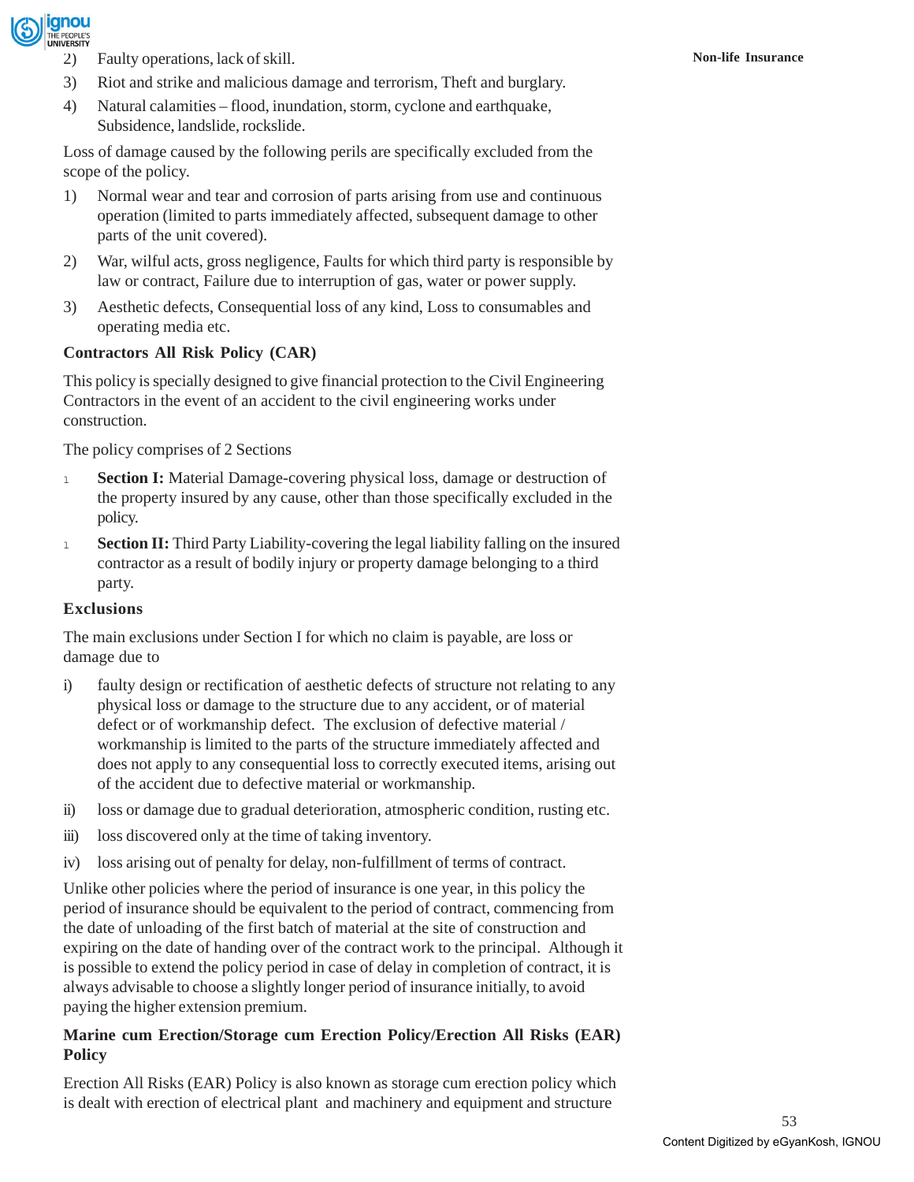2) Faulty operations, lack of skill.

3) Riot and strike and malicious damage and terrorism, Theft and burglary.

4) Natural calamities – flood, inundation, storm, cyclone and earthquake, Subsidence, landslide, rockslide.

Loss of damage caused by the following perils are specifically excluded from the scope of the policy.

1) Normal wear and tear and corrosion of parts arising from use and continuous operation (limited to parts immediately affected, subsequent damage to other parts of the unit covered).

2) War, wilful acts, gross negligence, Faults for which third party is responsible by law or contract, Failure due to interruption of gas, water or power supply.

3) Aesthetic defects, Consequential loss of any kind, Loss to consumables and operating media etc.

**Contractors All Risk Policy (CAR)**

This policy is specially designed to give financial protection to the Civil Engineering Contractors in the event of an accident to the civil engineering works under construction.

The policy comprises of 2 Sections

- **Section I:** Material Damage-covering physical loss, damage or destruction of the property insured by any cause, other than those specifically excluded in the policy.
- **Section II:** Third Party Liability-covering the legal liability falling on the insured contractor as a result of bodily injury or property damage belonging to a third party.

**Exclusions**

The main exclusions under Section I for which no claim is payable, are loss or damage due to

i) faulty design or rectification of aesthetic defects of structure not relating to any physical loss or damage to the structure due to any accident, or of material defect or of workmanship defect. The exclusion of defective material / workmanship is limited to the parts of the structure immediately affected and does not apply to any consequential loss to correctly executed items, arising out of the accident due to defective material or workmanship.

ii) loss or damage due to gradual deterioration, atmospheric condition, rusting etc.

iii) loss discovered only at the time of taking inventory.

iv) loss arising out of penalty for delay, non-fulfillment of terms of contract.

Unlike other policies where the period of insurance is one year, in this policy the period of insurance should be equivalent to the period of contract, commencing from the date of unloading of the first batch of material at the site of construction and expiring on the date of handing over of the contract work to the principal. Although it is possible to extend the policy period in case of delay in completion of contract, it is always advisable to choose a slightly longer period of insurance initially, to avoid paying the higher extension premium.

**Marine cum Erection/Storage cum Erection Policy/Erection All Risks (EAR) Policy**

Erection All Risks (EAR) Policy is also known as storage cum erection policy which is dealt with erection of electrical plant and machinery and equipment and structure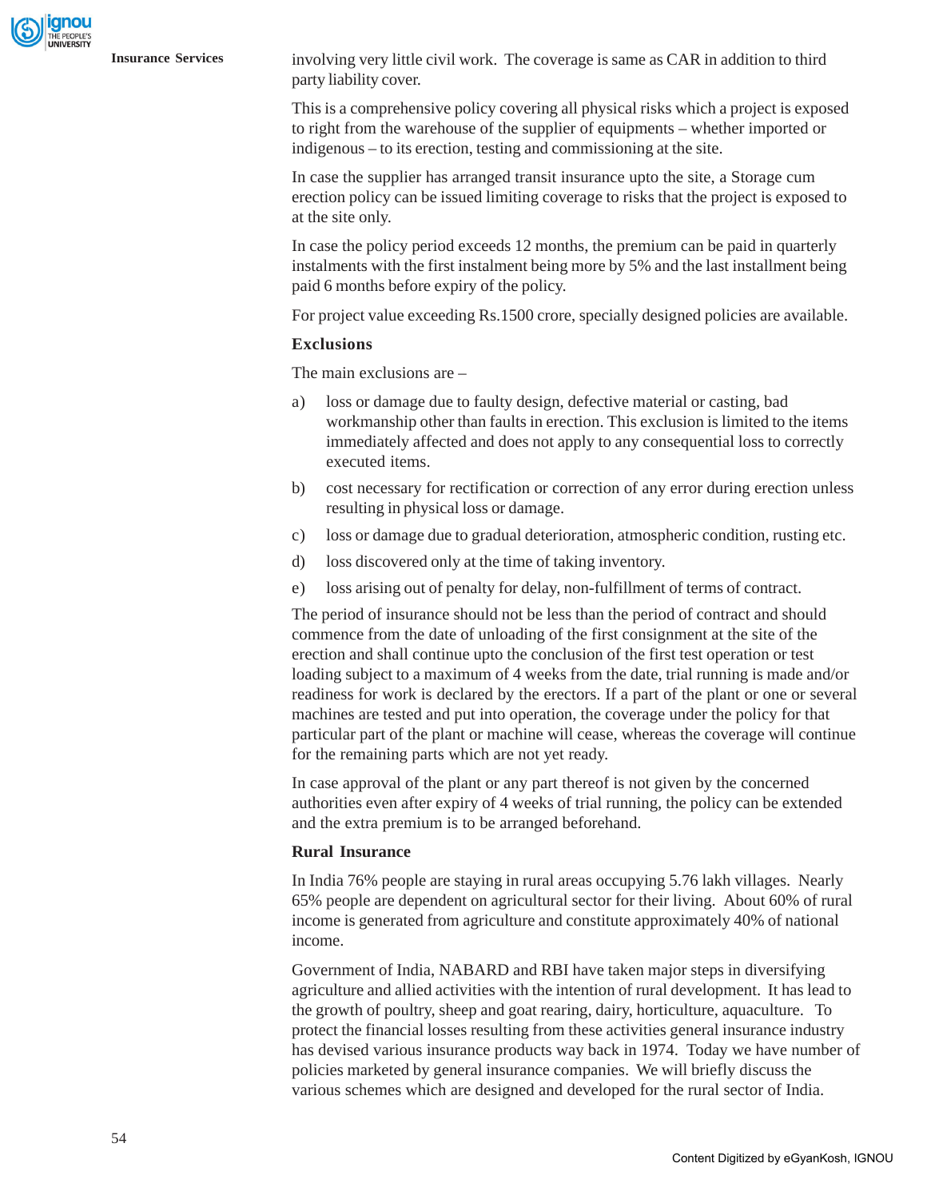involving very little civil work. The coverage is same as CAR in addition to third party liability cover.

This is a comprehensive policy covering all physical risks which a project is exposed to right from the warehouse of the supplier of equipments – whether imported or indigenous – to its erection, testing and commissioning at the site.

In case the supplier has arranged transit insurance upto the site, a Storage cum erection policy can be issued limiting coverage to risks that the project is exposed to at the site only.

In case the policy period exceeds 12 months, the premium can be paid in quarterly instalments with the first instalment being more by 5% and the last installment being paid 6 months before expiry of the policy.

For project value exceeding Rs.1500 crore, specially designed policies are available.

### Exclusions

The main exclusions are –

a) loss or damage due to faulty design, defective material or casting, bad workmanship other than faults in erection. This exclusion is limited to the items immediately affected and does not apply to any consequential loss to correctly executed items.

b) cost necessary for rectification or correction of any error during erection unless resulting in physical loss or damage.

c) loss or damage due to gradual deterioration, atmospheric condition, rusting etc.

d) loss discovered only at the time of taking inventory.

e) loss arising out of penalty for delay, non-fulfillment of terms of contract.

The period of insurance should not be less than the period of contract and should commence from the date of unloading of the first consignment at the site of the erection and shall continue upto the conclusion of the first test operation or test loading subject to a maximum of 4 weeks from the date, trial running is made and/or readiness for work is declared by the erectors. If a part of the plant or one or several machines are tested and put into operation, the coverage under the policy for that particular part of the plant or machine will cease, whereas the coverage will continue for the remaining parts which are not yet ready.

In case approval of the plant or any part thereof is not given by the concerned authorities even after expiry of 4 weeks of trial running, the policy can be extended and the extra premium is to be arranged beforehand.

### Rural Insurance

In India 76% people are staying in rural areas occupying 5.76 lakh villages. Nearly 65% people are dependent on agricultural sector for their living. About 60% of rural income is generated from agriculture and constitute approximately 40% of national income.

Government of India, NABARD and RBI have taken major steps in diversifying agriculture and allied activities with the intention of rural development. It has lead to the growth of poultry, sheep and goat rearing, dairy, horticulture, aquaculture. To protect the financial losses resulting from these activities general insurance industry has devised various insurance products way back in 1974. Today we have number of policies marketed by general insurance companies. We will briefly discuss the various schemes which are designed and developed for the rural sector of India.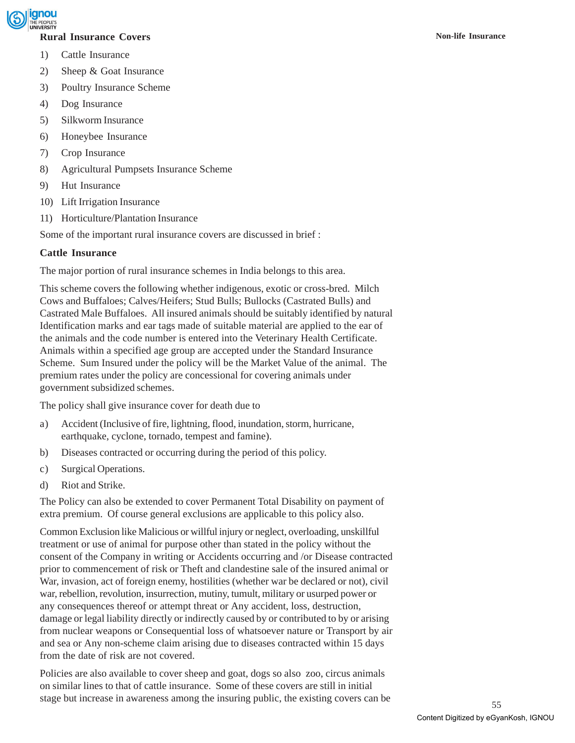### Rural Insurance Covers

1) Cattle Insurance
2) Sheep & Goat Insurance
3) Poultry Insurance Scheme
4) Dog Insurance
5) Silkworm Insurance
6) Honeybee Insurance
7) Crop Insurance
8) Agricultural Pumpsets Insurance Scheme
9) Hut Insurance
10) Lift Irrigation Insurance
11) Horticulture/Plantation Insurance

Some of the important rural insurance covers are discussed in brief :

### Cattle Insurance

The major portion of rural insurance schemes in India belongs to this area.

This scheme covers the following whether indigenous, exotic or cross-bred. Milch Cows and Buffaloes; Calves/Heifers; Stud Bulls; Bullocks (Castrated Bulls) and Castrated Male Buffaloes. All insured animals should be suitably identified by natural Identification marks and ear tags made of suitable material are applied to the ear of the animals and the code number is entered into the Veterinary Health Certificate. Animals within a specified age group are accepted under the Standard Insurance Scheme. Sum Insured under the policy will be the Market Value of the animal. The premium rates under the policy are concessional for covering animals under government subsidized schemes.

The policy shall give insurance cover for death due to

a) Accident (Inclusive of fire, lightning, flood, inundation, storm, hurricane, earthquake, cyclone, tornado, tempest and famine).
b) Diseases contracted or occurring during the period of this policy.
c) Surgical Operations.
d) Riot and Strike.

The Policy can also be extended to cover Permanent Total Disability on payment of extra premium. Of course general exclusions are applicable to this policy also.

Common Exclusion like Malicious or willful injury or neglect, overloading, unskillful treatment or use of animal for purpose other than stated in the policy without the consent of the Company in writing or Accidents occurring and /or Disease contracted prior to commencement of risk or Theft and clandestine sale of the insured animal or War, invasion, act of foreign enemy, hostilities (whether war be declared or not), civil war, rebellion, revolution, insurrection, mutiny, tumult, military or usurped power or any consequences thereof or attempt threat or Any accident, loss, destruction, damage or legal liability directly or indirectly caused by or contributed to by or arising from nuclear weapons or Consequential loss of whatsoever nature or Transport by air and sea or Any non-scheme claim arising due to diseases contracted within 15 days from the date of risk are not covered.

Policies are also available to cover sheep and goat, dogs so also zoo, circus animals on similar lines to that of cattle insurance. Some of these covers are still in initial stage but increase in awareness among the insuring public, the existing covers can be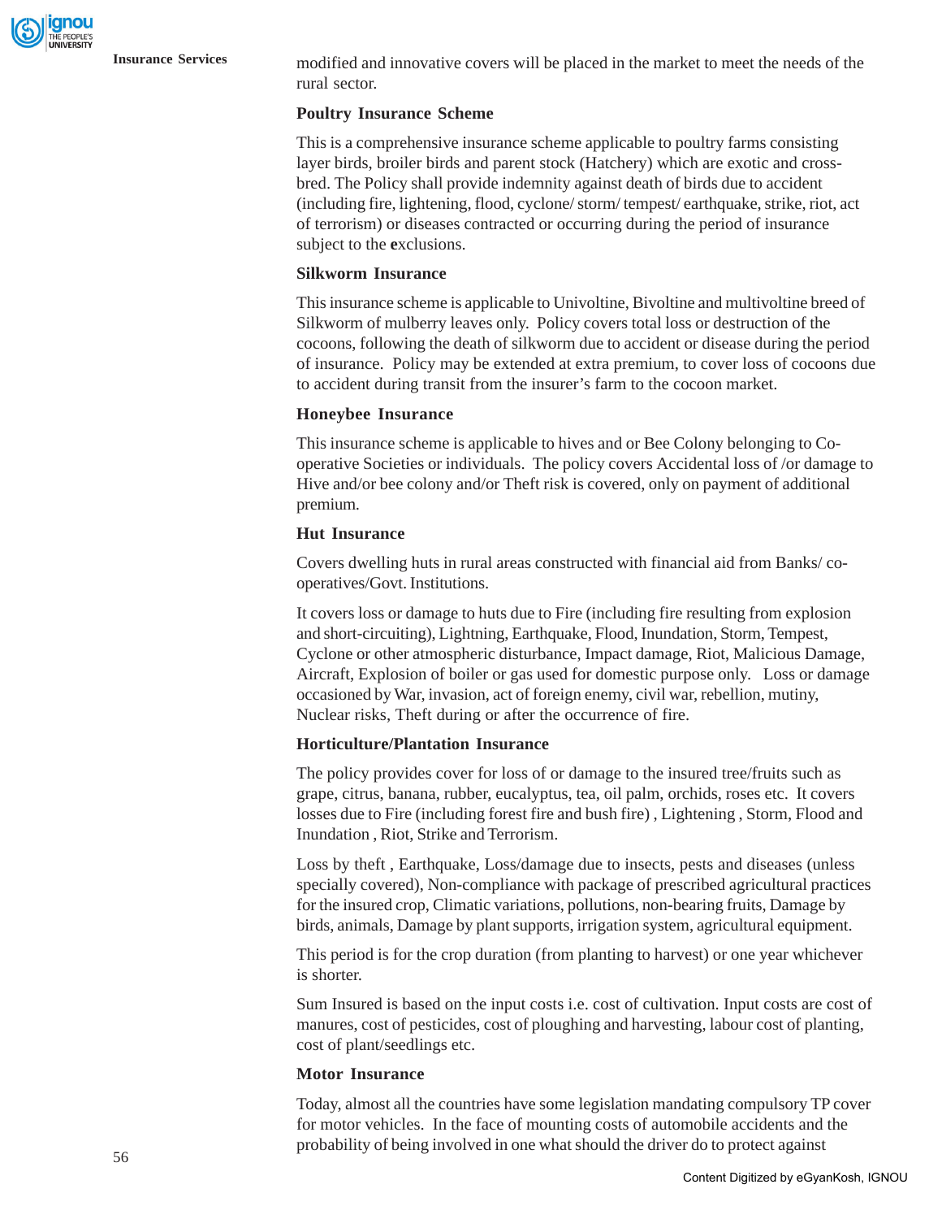modified and innovative covers will be placed in the market to meet the needs of the rural sector.

### Poultry Insurance Scheme

This is a comprehensive insurance scheme applicable to poultry farms consisting layer birds, broiler birds and parent stock (Hatchery) which are exotic and cross-bred. The Policy shall provide indemnity against death of birds due to accident (including fire, lightening, flood, cyclone/ storm/ tempest/ earthquake, strike, riot, act of terrorism) or diseases contracted or occurring during the period of insurance subject to the **e**xclusions.

### Silkworm Insurance

This insurance scheme is applicable to Univoltine, Bivoltine and multivoltine breed of Silkworm of mulberry leaves only. Policy covers total loss or destruction of the cocoons, following the death of silkworm due to accident or disease during the period of insurance. Policy may be extended at extra premium, to cover loss of cocoons due to accident during transit from the insurer's farm to the cocoon market.

### Honeybee Insurance

This insurance scheme is applicable to hives and or Bee Colony belonging to Co-operative Societies or individuals. The policy covers Accidental loss of /or damage to Hive and/or bee colony and/or Theft risk is covered, only on payment of additional premium.

### Hut Insurance

Covers dwelling huts in rural areas constructed with financial aid from Banks/ co-operatives/Govt. Institutions.

It covers loss or damage to huts due to Fire (including fire resulting from explosion and short-circuiting), Lightning, Earthquake, Flood, Inundation, Storm, Tempest, Cyclone or other atmospheric disturbance, Impact damage, Riot, Malicious Damage, Aircraft, Explosion of boiler or gas used for domestic purpose only. Loss or damage occasioned by War, invasion, act of foreign enemy, civil war, rebellion, mutiny, Nuclear risks, Theft during or after the occurrence of fire.

### Horticulture/Plantation Insurance

The policy provides cover for loss of or damage to the insured tree/fruits such as grape, citrus, banana, rubber, eucalyptus, tea, oil palm, orchids, roses etc. It covers losses due to Fire (including forest fire and bush fire) , Lightening , Storm, Flood and Inundation , Riot, Strike and Terrorism.

Loss by theft , Earthquake, Loss/damage due to insects, pests and diseases (unless specially covered), Non-compliance with package of prescribed agricultural practices for the insured crop, Climatic variations, pollutions, non-bearing fruits, Damage by birds, animals, Damage by plant supports, irrigation system, agricultural equipment.

This period is for the crop duration (from planting to harvest) or one year whichever is shorter.

Sum Insured is based on the input costs i.e. cost of cultivation. Input costs are cost of manures, cost of pesticides, cost of ploughing and harvesting, labour cost of planting, cost of plant/seedlings etc.

### Motor Insurance

Today, almost all the countries have some legislation mandating compulsory TP cover for motor vehicles. In the face of mounting costs of automobile accidents and the probability of being involved in one what should the driver do to protect against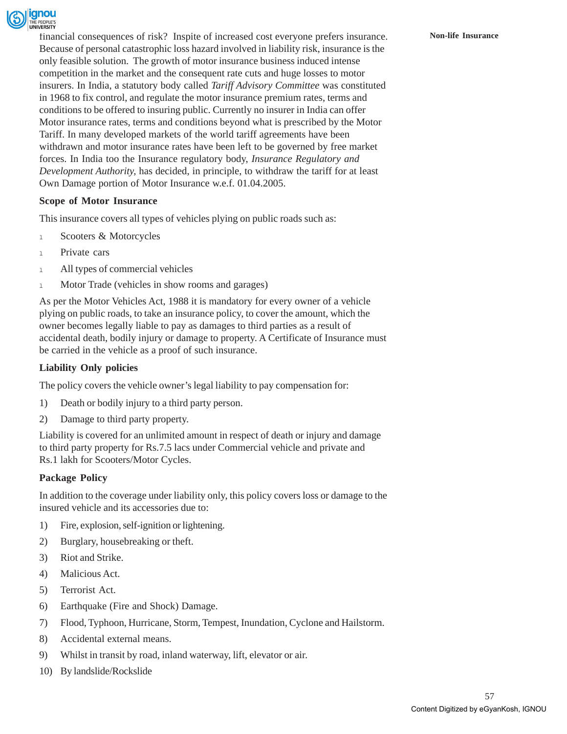financial consequences of risk? Inspite of increased cost everyone prefers insurance. Because of personal catastrophic loss hazard involved in liability risk, insurance is the only feasible solution. The growth of motor insurance business induced intense competition in the market and the consequent rate cuts and huge losses to motor insurers. In India, a statutory body called *Tariff Advisory Committee* was constituted in 1968 to fix control, and regulate the motor insurance premium rates, terms and conditions to be offered to insuring public. Currently no insurer in India can offer Motor insurance rates, terms and conditions beyond what is prescribed by the Motor Tariff. In many developed markets of the world tariff agreements have been withdrawn and motor insurance rates have been left to be governed by free market forces. In India too the Insurance regulatory body, *Insurance Regulatory and Development Authority,* has decided, in principle, to withdraw the tariff for at least Own Damage portion of Motor Insurance w.e.f. 01.04.2005.

**Scope of Motor Insurance**

This insurance covers all types of vehicles plying on public roads such as:

- Scooters & Motorcycles
- Private cars
- All types of commercial vehicles
- Motor Trade (vehicles in show rooms and garages)

As per the Motor Vehicles Act, 1988 it is mandatory for every owner of a vehicle plying on public roads, to take an insurance policy, to cover the amount, which the owner becomes legally liable to pay as damages to third parties as a result of accidental death, bodily injury or damage to property. A Certificate of Insurance must be carried in the vehicle as a proof of such insurance.

**Liability Only policies**

The policy covers the vehicle owner's legal liability to pay compensation for:

1) Death or bodily injury to a third party person.
2) Damage to third party property.

Liability is covered for an unlimited amount in respect of death or injury and damage to third party property for Rs.7.5 lacs under Commercial vehicle and private and Rs.1 lakh for Scooters/Motor Cycles.

**Package Policy**

In addition to the coverage under liability only, this policy covers loss or damage to the insured vehicle and its accessories due to:

1) Fire, explosion, self-ignition or lightening.
2) Burglary, housebreaking or theft.
3) Riot and Strike.
4) Malicious Act.
5) Terrorist Act.
6) Earthquake (Fire and Shock) Damage.
7) Flood, Typhoon, Hurricane, Storm, Tempest, Inundation, Cyclone and Hailstorm.
8) Accidental external means.
9) Whilst in transit by road, inland waterway, lift, elevator or air.
10) By landslide/Rockslide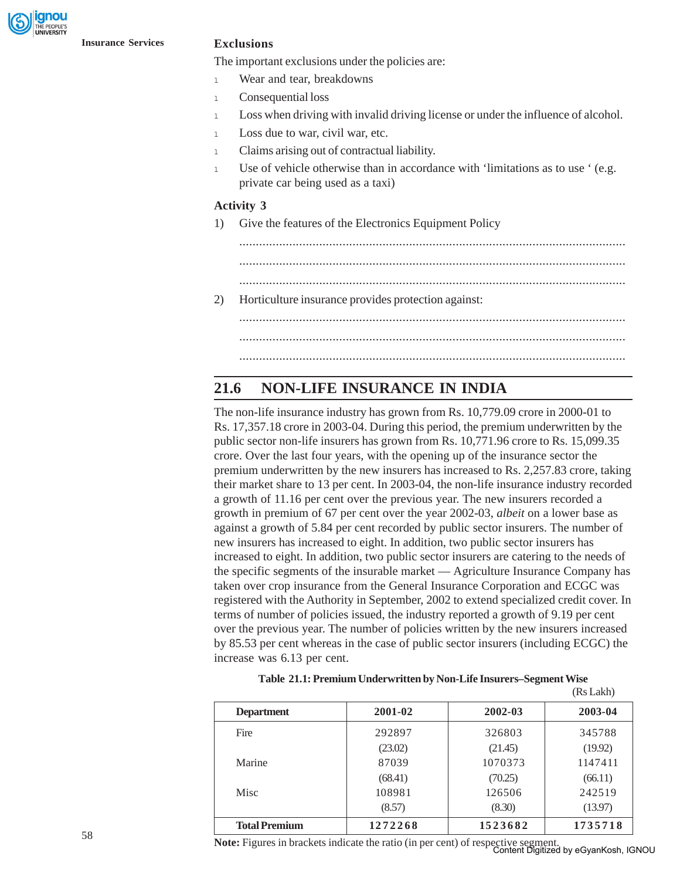### Exclusions

The important exclusions under the policies are:

- Wear and tear, breakdowns
- Consequential loss
- Loss when driving with invalid driving license or under the influence of alcohol.
- Loss due to war, civil war, etc.
- Claims arising out of contractual liability.
- Use of vehicle otherwise than in accordance with 'limitations as to use ' (e.g. private car being used as a taxi)

### Activity 3

1) Give the features of the Electronics Equipment Policy

.....................................................................................................................

.....................................................................................................................

.....................................................................................................................

2) Horticulture insurance provides protection against:

.....................................................................................................................

.....................................................................................................................

.....................................................................................................................

## 21.6 NON-LIFE INSURANCE IN INDIA

The non-life insurance industry has grown from Rs. 10,779.09 crore in 2000-01 to Rs. 17,357.18 crore in 2003-04. During this period, the premium underwritten by the public sector non-life insurers has grown from Rs. 10,771.96 crore to Rs. 15,099.35 crore. Over the last four years, with the opening up of the insurance sector the premium underwritten by the new insurers has increased to Rs. 2,257.83 crore, taking their market share to 13 per cent. In 2003-04, the non-life insurance industry recorded a growth of 11.16 per cent over the previous year. The new insurers recorded a growth in premium of 67 per cent over the year 2002-03, *albeit* on a lower base as against a growth of 5.84 per cent recorded by public sector insurers. The number of new insurers has increased to eight. In addition, two public sector insurers has increased to eight. In addition, two public sector insurers are catering to the needs of the specific segments of the insurable market — Agriculture Insurance Company has taken over crop insurance from the General Insurance Corporation and ECGC was registered with the Authority in September, 2002 to extend specialized credit cover. In terms of number of policies issued, the industry reported a growth of 9.19 per cent over the previous year. The number of policies written by the new insurers increased by 85.53 per cent whereas in the case of public sector insurers (including ECGC) the increase was 6.13 per cent.

**Table 21.1: Premium Underwritten by Non-Life Insurers–Segment Wise**

(Rs Lakh)

| Department | 2001-02 | 2002-03 | 2003-04 |
|---|---|---|---|
| Fire | 292897 | 326803 | 345788 |
| | (23.02) | (21.45) | (19.92) |
| Marine | 87039 | 1070373 | 1147411 |
| | (68.41) | (70.25) | (66.11) |
| Misc | 108981 | 126506 | 242519 |
| | (8.57) | (8.30) | (13.97) |
| **Total Premium** | **1272268** | **1523682** | **1735718** |

**Note:** Figures in brackets indicate the ratio (in per cent) of respective segment.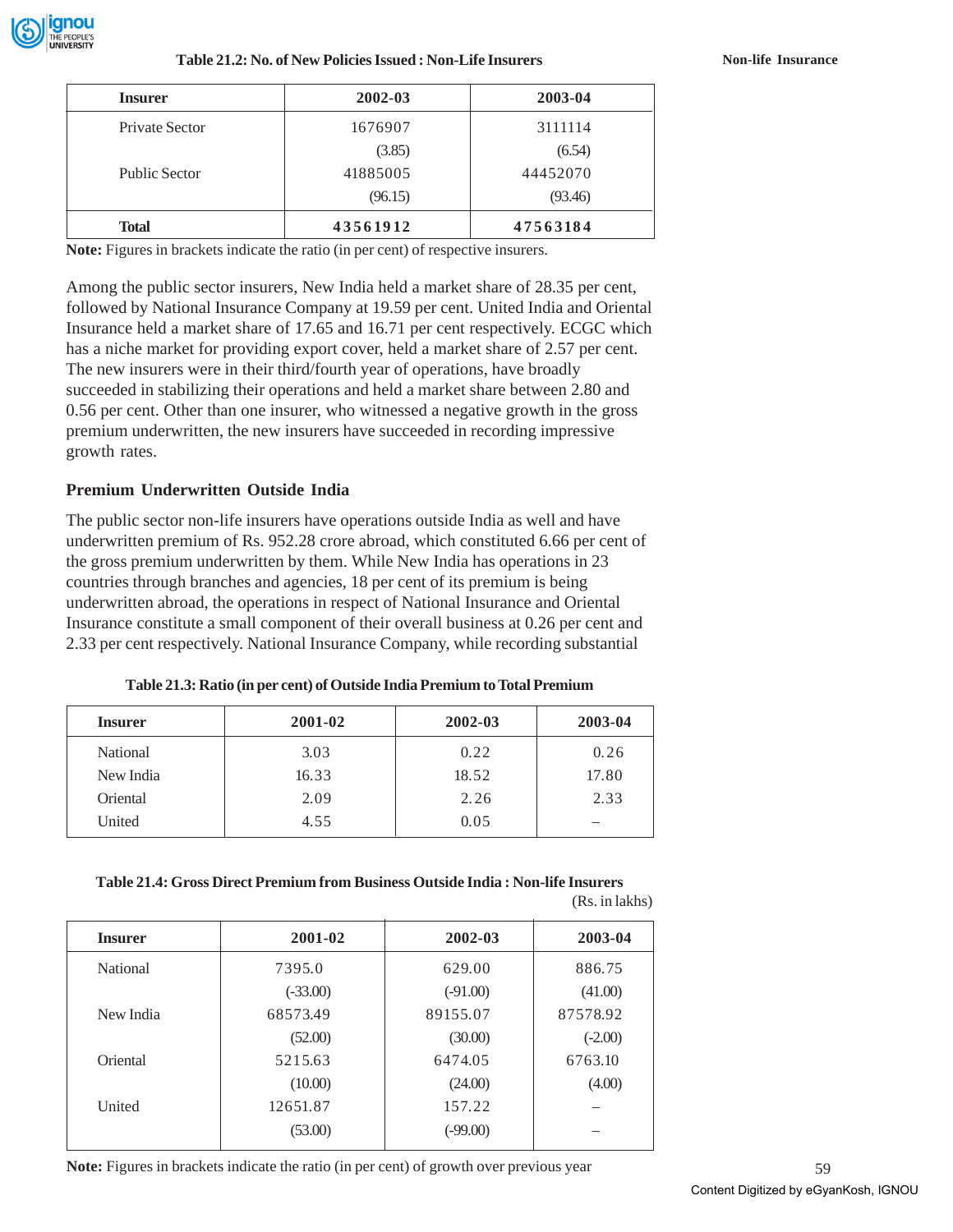**Table 21.2: No. of New Policies Issued : Non-Life Insurers**

| Insurer | 2002-03 | 2003-04 |
|---|---|---|
| Private Sector | 1676907 | 3111114 |
| | (3.85) | (6.54) |
| Public Sector | 41885005 | 44452070 |
| | (96.15) | (93.46) |
| **Total** | **43561912** | **47563184** |

**Note:** Figures in brackets indicate the ratio (in per cent) of respective insurers.

Among the public sector insurers, New India held a market share of 28.35 per cent, followed by National Insurance Company at 19.59 per cent. United India and Oriental Insurance held a market share of 17.65 and 16.71 per cent respectively. ECGC which has a niche market for providing export cover, held a market share of 2.57 per cent. The new insurers were in their third/fourth year of operations, have broadly succeeded in stabilizing their operations and held a market share between 2.80 and 0.56 per cent. Other than one insurer, who witnessed a negative growth in the gross premium underwritten, the new insurers have succeeded in recording impressive growth rates.

### Premium Underwritten Outside India

The public sector non-life insurers have operations outside India as well and have underwritten premium of Rs. 952.28 crore abroad, which constituted 6.66 per cent of the gross premium underwritten by them. While New India has operations in 23 countries through branches and agencies, 18 per cent of its premium is being underwritten abroad, the operations in respect of National Insurance and Oriental Insurance constitute a small component of their overall business at 0.26 per cent and 2.33 per cent respectively. National Insurance Company, while recording substantial

**Table 21.3: Ratio (in per cent) of Outside India Premium to Total Premium**

| Insurer | 2001-02 | 2002-03 | 2003-04 |
|---|---|---|---|
| National | 3.03 | 0.22 | 0.26 |
| New India | 16.33 | 18.52 | 17.80 |
| Oriental | 2.09 | 2.26 | 2.33 |
| United | 4.55 | 0.05 | – |

**Table 21.4: Gross Direct Premium from Business Outside India : Non-life Insurers**

(Rs. in lakhs)

| Insurer | 2001-02 | 2002-03 | 2003-04 |
|---|---|---|---|
| National | 7395.0 | 629.00 | 886.75 |
| | (-33.00) | (-91.00) | (41.00) |
| New India | 68573.49 | 89155.07 | 87578.92 |
| | (52.00) | (30.00) | (-2.00) |
| Oriental | 5215.63 | 6474.05 | 6763.10 |
| | (10.00) | (24.00) | (4.00) |
| United | 12651.87 | 157.22 | – |
| | (53.00) | (-99.00) | – |

**Note:** Figures in brackets indicate the ratio (in per cent) of growth over previous year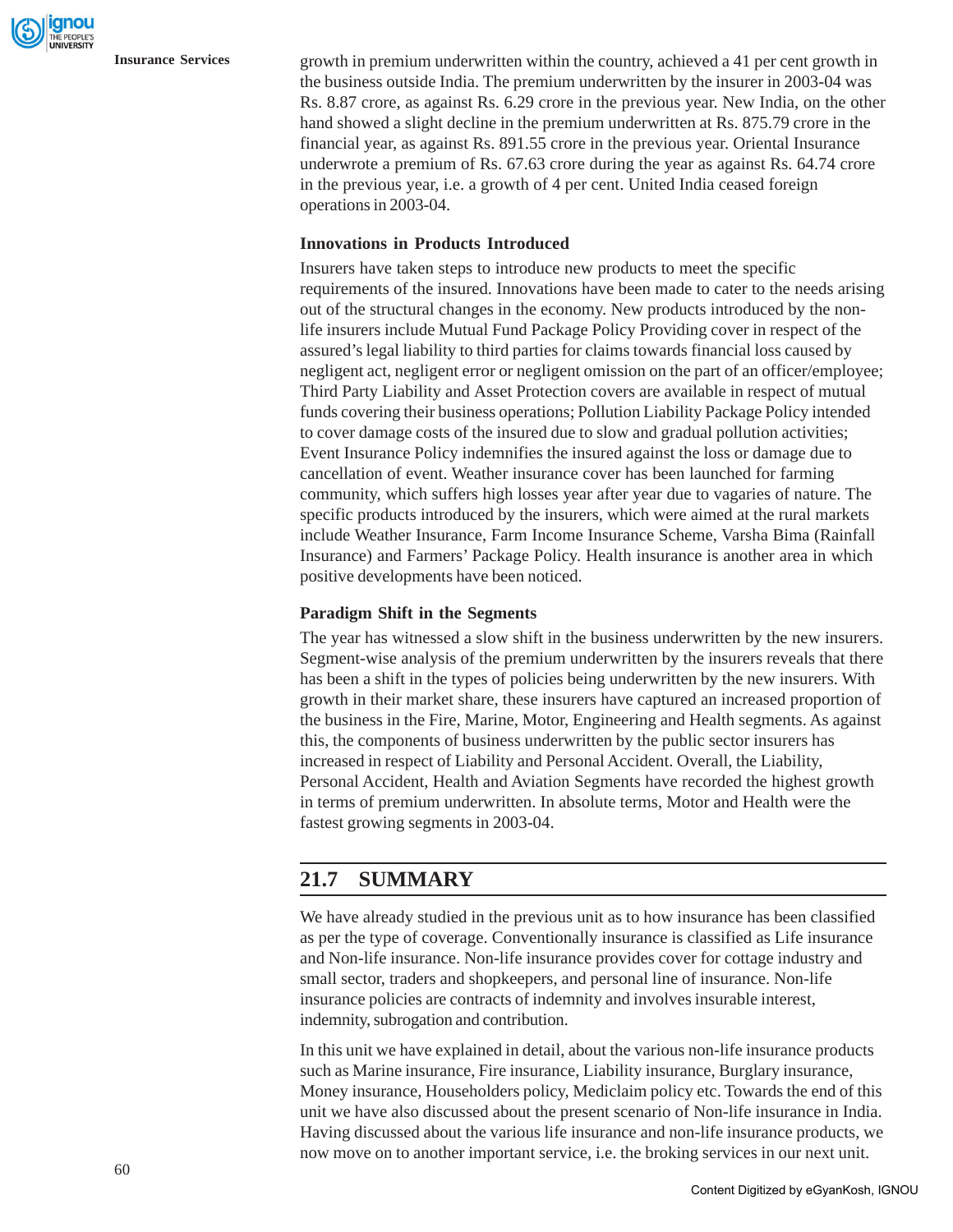growth in premium underwritten within the country, achieved a 41 per cent growth in the business outside India. The premium underwritten by the insurer in 2003-04 was Rs. 8.87 crore, as against Rs. 6.29 crore in the previous year. New India, on the other hand showed a slight decline in the premium underwritten at Rs. 875.79 crore in the financial year, as against Rs. 891.55 crore in the previous year. Oriental Insurance underwrote a premium of Rs. 67.63 crore during the year as against Rs. 64.74 crore in the previous year, i.e. a growth of 4 per cent. United India ceased foreign operations in 2003-04.

### Innovations in Products Introduced

Insurers have taken steps to introduce new products to meet the specific requirements of the insured. Innovations have been made to cater to the needs arising out of the structural changes in the economy. New products introduced by the non-life insurers include Mutual Fund Package Policy Providing cover in respect of the assured's legal liability to third parties for claims towards financial loss caused by negligent act, negligent error or negligent omission on the part of an officer/employee; Third Party Liability and Asset Protection covers are available in respect of mutual funds covering their business operations; Pollution Liability Package Policy intended to cover damage costs of the insured due to slow and gradual pollution activities; Event Insurance Policy indemnifies the insured against the loss or damage due to cancellation of event. Weather insurance cover has been launched for farming community, which suffers high losses year after year due to vagaries of nature. The specific products introduced by the insurers, which were aimed at the rural markets include Weather Insurance, Farm Income Insurance Scheme, Varsha Bima (Rainfall Insurance) and Farmers' Package Policy. Health insurance is another area in which positive developments have been noticed.

### Paradigm Shift in the Segments

The year has witnessed a slow shift in the business underwritten by the new insurers. Segment-wise analysis of the premium underwritten by the insurers reveals that there has been a shift in the types of policies being underwritten by the new insurers. With growth in their market share, these insurers have captured an increased proportion of the business in the Fire, Marine, Motor, Engineering and Health segments. As against this, the components of business underwritten by the public sector insurers has increased in respect of Liability and Personal Accident. Overall, the Liability, Personal Accident, Health and Aviation Segments have recorded the highest growth in terms of premium underwritten. In absolute terms, Motor and Health were the fastest growing segments in 2003-04.

## 21.7 SUMMARY

We have already studied in the previous unit as to how insurance has been classified as per the type of coverage. Conventionally insurance is classified as Life insurance and Non-life insurance. Non-life insurance provides cover for cottage industry and small sector, traders and shopkeepers, and personal line of insurance. Non-life insurance policies are contracts of indemnity and involves insurable interest, indemnity, subrogation and contribution.

In this unit we have explained in detail, about the various non-life insurance products such as Marine insurance, Fire insurance, Liability insurance, Burglary insurance, Money insurance, Householders policy, Mediclaim policy etc. Towards the end of this unit we have also discussed about the present scenario of Non-life insurance in India. Having discussed about the various life insurance and non-life insurance products, we now move on to another important service, i.e. the broking services in our next unit.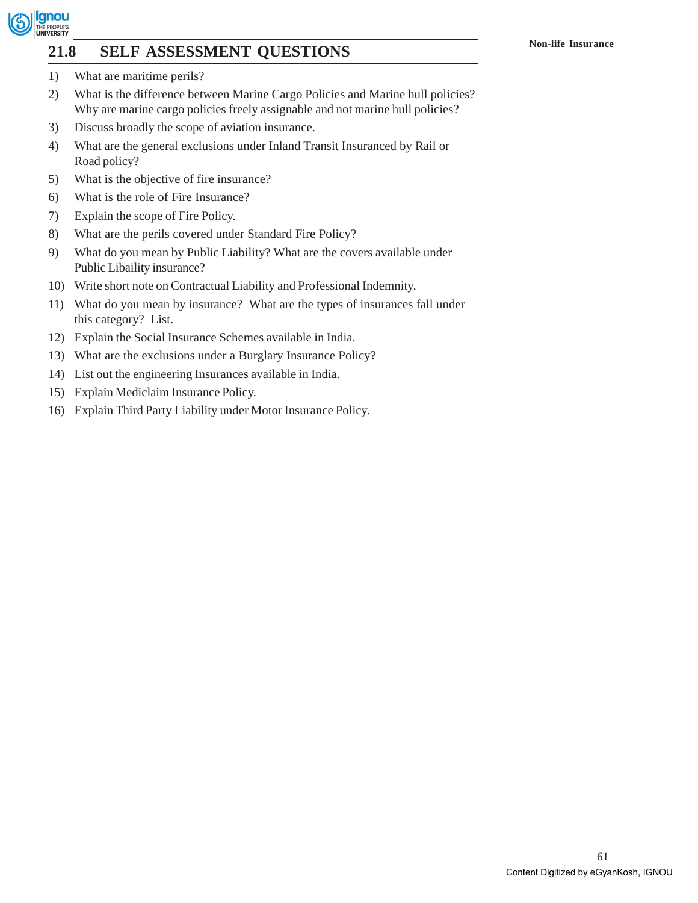## 21.8 SELF ASSESSMENT QUESTIONS

1) What are maritime perils?
2) What is the difference between Marine Cargo Policies and Marine hull policies? Why are marine cargo policies freely assignable and not marine hull policies?
3) Discuss broadly the scope of aviation insurance.
4) What are the general exclusions under Inland Transit Insuranced by Rail or Road policy?
5) What is the objective of fire insurance?
6) What is the role of Fire Insurance?
7) Explain the scope of Fire Policy.
8) What are the perils covered under Standard Fire Policy?
9) What do you mean by Public Liability? What are the covers available under Public Libaility insurance?
10) Write short note on Contractual Liability and Professional Indemnity.
11) What do you mean by insurance? What are the types of insurances fall under this category? List.
12) Explain the Social Insurance Schemes available in India.
13) What are the exclusions under a Burglary Insurance Policy?
14) List out the engineering Insurances available in India.
15) Explain Mediclaim Insurance Policy.
16) Explain Third Party Liability under Motor Insurance Policy.